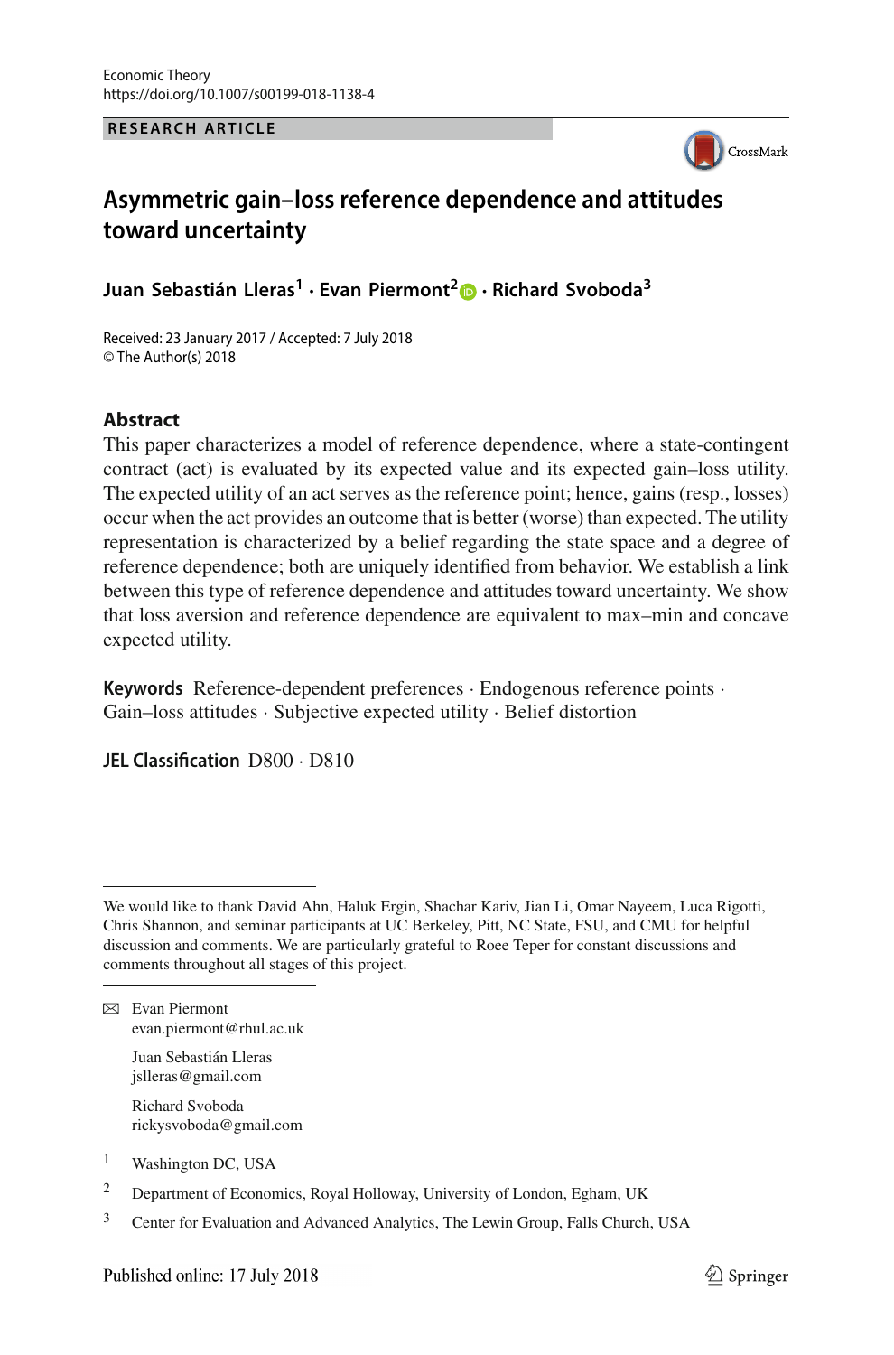Economic Theory
https://doi.org/10.1007/s00199-018-1138-4

RESEARCH ARTICLE

# Asymmetric gain–loss reference dependence and attitudes toward uncertainty

**Juan Sebastián Lleras[1] · Evan Piermont[2] · Richard Svoboda[3]**

Received: 23 January 2017 / Accepted: 7 July 2018
© The Author(s) 2018

## Abstract

This paper characterizes a model of reference dependence, where a state-contingent contract (act) is evaluated by its expected value and its expected gain–loss utility. The expected utility of an act serves as the reference point; hence, gains (resp., losses) occur when the act provides an outcome that is better (worse) than expected. The utility representation is characterized by a belief regarding the state space and a degree of reference dependence; both are uniquely identified from behavior. We establish a link between this type of reference dependence and attitudes toward uncertainty. We show that loss aversion and reference dependence are equivalent to max–min and concave expected utility.

**Keywords** Reference-dependent preferences · Endogenous reference points · Gain–loss attitudes · Subjective expected utility · Belief distortion

**JEL Classification** D800 · D810

---

We would like to thank David Ahn, Haluk Ergin, Shachar Kariv, Jian Li, Omar Nayeem, Luca Rigotti, Chris Shannon, and seminar participants at UC Berkeley, Pitt, NC State, FSU, and CMU for helpful discussion and comments. We are particularly grateful to Roee Teper for constant discussions and comments throughout all stages of this project.

---

✉ Evan Piermont
evan.piermont@rhul.ac.uk

Juan Sebastián Lleras
jslleras@gmail.com

Richard Svoboda
rickysvoboda@gmail.com

[1] Washington DC, USA

[2] Department of Economics, Royal Holloway, University of London, Egham, UK

[3] Center for Evaluation and Advanced Analytics, The Lewin Group, Falls Church, USA

Published online: 17 July 2018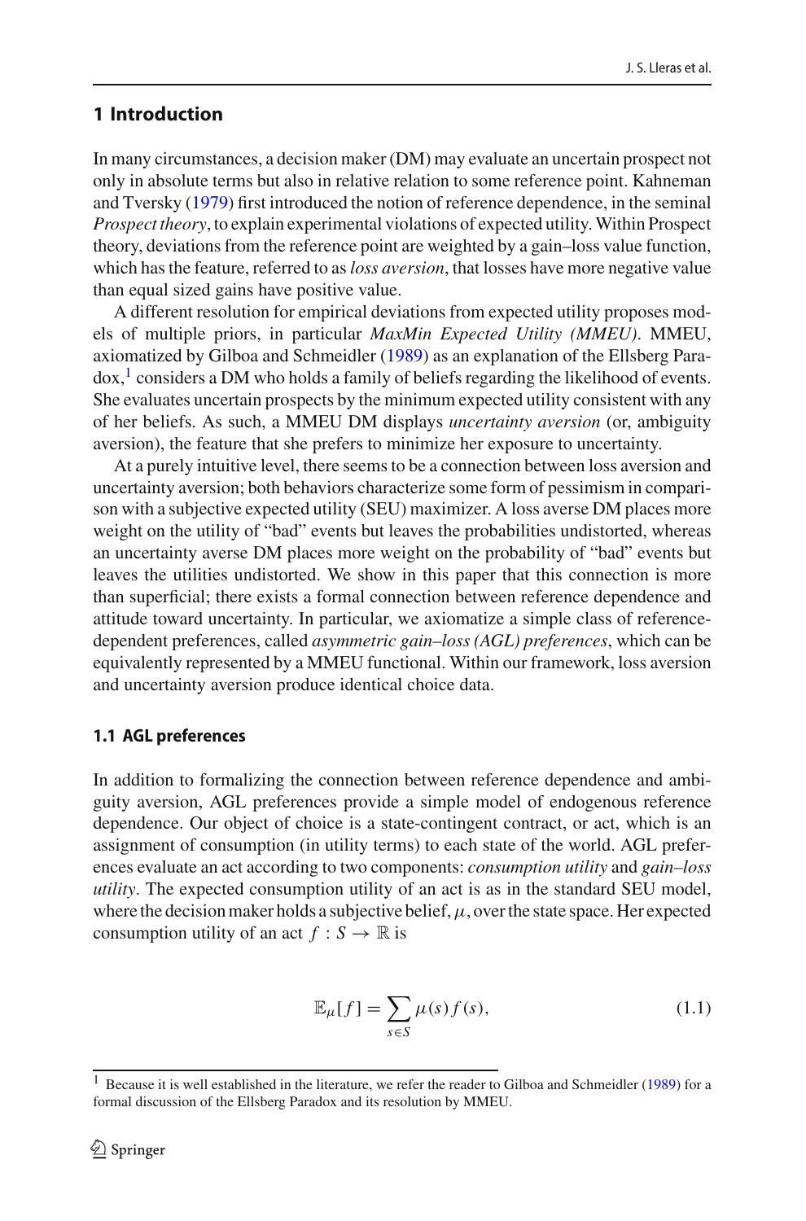## 1 Introduction

In many circumstances, a decision maker (DM) may evaluate an uncertain prospect not only in absolute terms but also in relative relation to some reference point. Kahneman and Tversky (1979) first introduced the notion of reference dependence, in the seminal *Prospect theory*, to explain experimental violations of expected utility. Within Prospect theory, deviations from the reference point are weighted by a gain–loss value function, which has the feature, referred to as *loss aversion*, that losses have more negative value than equal sized gains have positive value.

A different resolution for empirical deviations from expected utility proposes models of multiple priors, in particular *MaxMin Expected Utility (MMEU)*. MMEU, axiomatized by Gilboa and Schmeidler (1989) as an explanation of the Ellsberg Paradox,[1] considers a DM who holds a family of beliefs regarding the likelihood of events. She evaluates uncertain prospects by the minimum expected utility consistent with any of her beliefs. As such, a MMEU DM displays *uncertainty aversion* (or, ambiguity aversion), the feature that she prefers to minimize her exposure to uncertainty.

At a purely intuitive level, there seems to be a connection between loss aversion and uncertainty aversion; both behaviors characterize some form of pessimism in comparison with a subjective expected utility (SEU) maximizer. A loss averse DM places more weight on the utility of "bad" events but leaves the probabilities undistorted, whereas an uncertainty averse DM places more weight on the probability of "bad" events but leaves the utilities undistorted. We show in this paper that this connection is more than superficial; there exists a formal connection between reference dependence and attitude toward uncertainty. In particular, we axiomatize a simple class of reference-dependent preferences, called *asymmetric gain–loss (AGL) preferences*, which can be equivalently represented by a MMEU functional. Within our framework, loss aversion and uncertainty aversion produce identical choice data.

### 1.1 AGL preferences

In addition to formalizing the connection between reference dependence and ambiguity aversion, AGL preferences provide a simple model of endogenous reference dependence. Our object of choice is a state-contingent contract, or act, which is an assignment of consumption (in utility terms) to each state of the world. AGL preferences evaluate an act according to two components: *consumption utility* and *gain–loss utility*. The expected consumption utility of an act is as in the standard SEU model, where the decision maker holds a subjective belief, $\mu$, over the state space. Her expected consumption utility of an act $f : S \to \mathbb{R}$ is

$$\mathbb{E}_\mu[f] = \sum_{s \in S} \mu(s) f(s), \tag{1.1}$$

[1] Because it is well established in the literature, we refer the reader to Gilboa and Schmeidler (1989) for a formal discussion of the Ellsberg Paradox and its resolution by MMEU.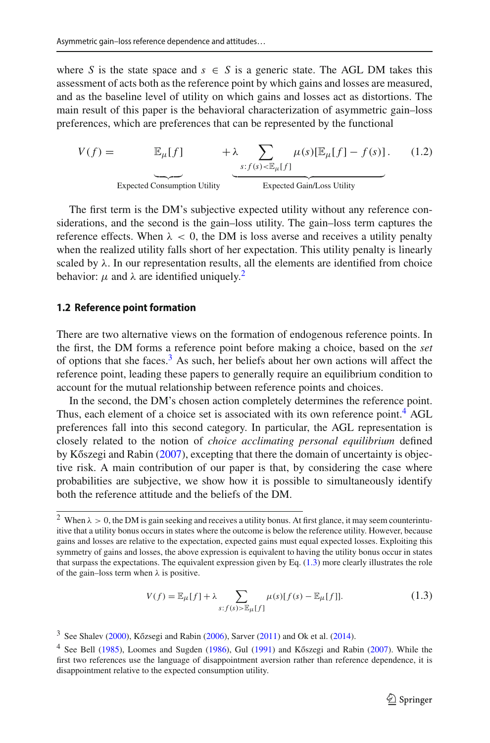where $S$ is the state space and $s \in S$ is a generic state. The AGL DM takes this assessment of acts both as the reference point by which gains and losses are measured, and as the baseline level of utility on which gains and losses act as distortions. The main result of this paper is the behavioral characterization of asymmetric gain–loss preferences, which are preferences that can be represented by the functional

$$V(f) = \underbrace{\mathbb{E}_\mu[f]}_{\text{Expected Consumption Utility}} + \underbrace{\lambda \sum_{s: f(s) < \mathbb{E}_\mu[f]} \mu(s)[\mathbb{E}_\mu[f] - f(s)]}_{\text{Expected Gain/Loss Utility}}. \tag{1.2}$$

The first term is the DM's subjective expected utility without any reference considerations, and the second is the gain–loss utility. The gain–loss term captures the reference effects. When $\lambda < 0$, the DM is loss averse and receives a utility penalty when the realized utility falls short of her expectation. This utility penalty is linearly scaled by $\lambda$. In our representation results, all the elements are identified from choice behavior: $\mu$ and $\lambda$ are identified uniquely.[2]

### 1.2 Reference point formation

There are two alternative views on the formation of endogenous reference points. In the first, the DM forms a reference point before making a choice, based on the *set* of options that she faces.[3] As such, her beliefs about her own actions will affect the reference point, leading these papers to generally require an equilibrium condition to account for the mutual relationship between reference points and choices.

In the second, the DM's chosen action completely determines the reference point. Thus, each element of a choice set is associated with its own reference point.[4] AGL preferences fall into this second category. In particular, the AGL representation is closely related to the notion of *choice acclimating personal equilibrium* defined by Kőszegi and Rabin (2007), excepting that there the domain of uncertainty is objective risk. A main contribution of our paper is that, by considering the case where probabilities are subjective, we show how it is possible to simultaneously identify both the reference attitude and the beliefs of the DM.

---

[2] When $\lambda > 0$, the DM is gain seeking and receives a utility bonus. At first glance, it may seem counterintuitive that a utility bonus occurs in states where the outcome is below the reference utility. However, because gains and losses are relative to the expectation, expected gains must equal expected losses. Exploiting this symmetry of gains and losses, the above expression is equivalent to having the utility bonus occur in states that surpass the expectations. The equivalent expression given by Eq. (1.3) more clearly illustrates the role of the gain–loss term when $\lambda$ is positive.

$$V(f) = \mathbb{E}_\mu[f] + \lambda \sum_{s: f(s) > \mathbb{E}_\mu[f]} \mu(s)[f(s) - \mathbb{E}_\mu[f]]. \tag{1.3}$$

[3] See Shalev (2000), Kőzsegi and Rabin (2006), Sarver (2011) and Ok et al. (2014).

[4] See Bell (1985), Loomes and Sugden (1986), Gul (1991) and Kőszegi and Rabin (2007). While the first two references use the language of disappointment aversion rather than reference dependence, it is disappointment relative to the expected consumption utility.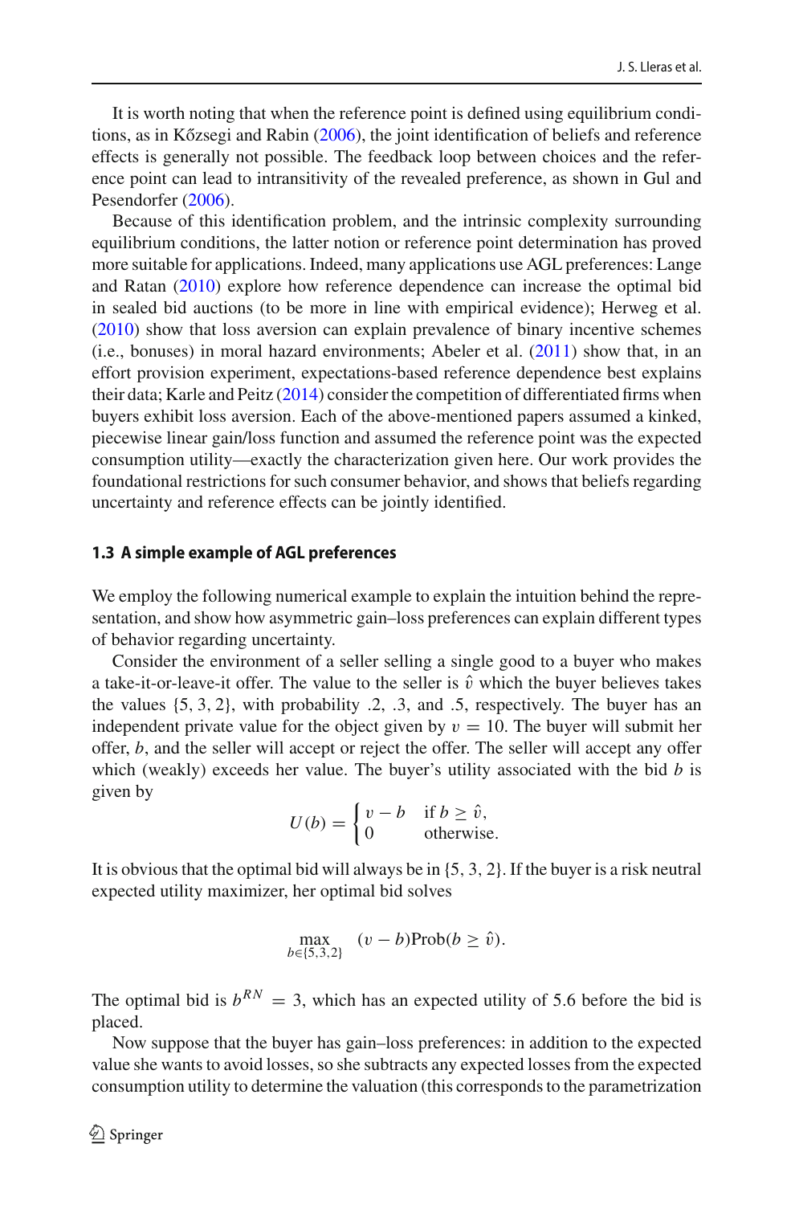It is worth noting that when the reference point is defined using equilibrium conditions, as in Kőzsegi and Rabin (2006), the joint identification of beliefs and reference effects is generally not possible. The feedback loop between choices and the reference point can lead to intransitivity of the revealed preference, as shown in Gul and Pesendorfer (2006).

Because of this identification problem, and the intrinsic complexity surrounding equilibrium conditions, the latter notion or reference point determination has proved more suitable for applications. Indeed, many applications use AGL preferences: Lange and Ratan (2010) explore how reference dependence can increase the optimal bid in sealed bid auctions (to be more in line with empirical evidence); Herweg et al. (2010) show that loss aversion can explain prevalence of binary incentive schemes (i.e., bonuses) in moral hazard environments; Abeler et al. (2011) show that, in an effort provision experiment, expectations-based reference dependence best explains their data; Karle and Peitz (2014) consider the competition of differentiated firms when buyers exhibit loss aversion. Each of the above-mentioned papers assumed a kinked, piecewise linear gain/loss function and assumed the reference point was the expected consumption utility—exactly the characterization given here. Our work provides the foundational restrictions for such consumer behavior, and shows that beliefs regarding uncertainty and reference effects can be jointly identified.

### 1.3 A simple example of AGL preferences

We employ the following numerical example to explain the intuition behind the representation, and show how asymmetric gain–loss preferences can explain different types of behavior regarding uncertainty.

Consider the environment of a seller selling a single good to a buyer who makes a take-it-or-leave-it offer. The value to the seller is $\hat{v}$ which the buyer believes takes the values $\{5, 3, 2\}$, with probability .2, .3, and .5, respectively. The buyer has an independent private value for the object given by $v = 10$. The buyer will submit her offer, $b$, and the seller will accept or reject the offer. The seller will accept any offer which (weakly) exceeds her value. The buyer's utility associated with the bid $b$ is given by

$$U(b) = \begin{cases} v - b & \text{if } b \geq \hat{v}, \\ 0 & \text{otherwise.} \end{cases}$$

It is obvious that the optimal bid will always be in $\{5, 3, 2\}$. If the buyer is a risk neutral expected utility maximizer, her optimal bid solves

$$\max_{b \in \{5,3,2\}} \quad (v - b)\text{Prob}(b \geq \hat{v}).$$

The optimal bid is $b^{RN} = 3$, which has an expected utility of 5.6 before the bid is placed.

Now suppose that the buyer has gain–loss preferences: in addition to the expected value she wants to avoid losses, so she subtracts any expected losses from the expected consumption utility to determine the valuation (this corresponds to the parametrization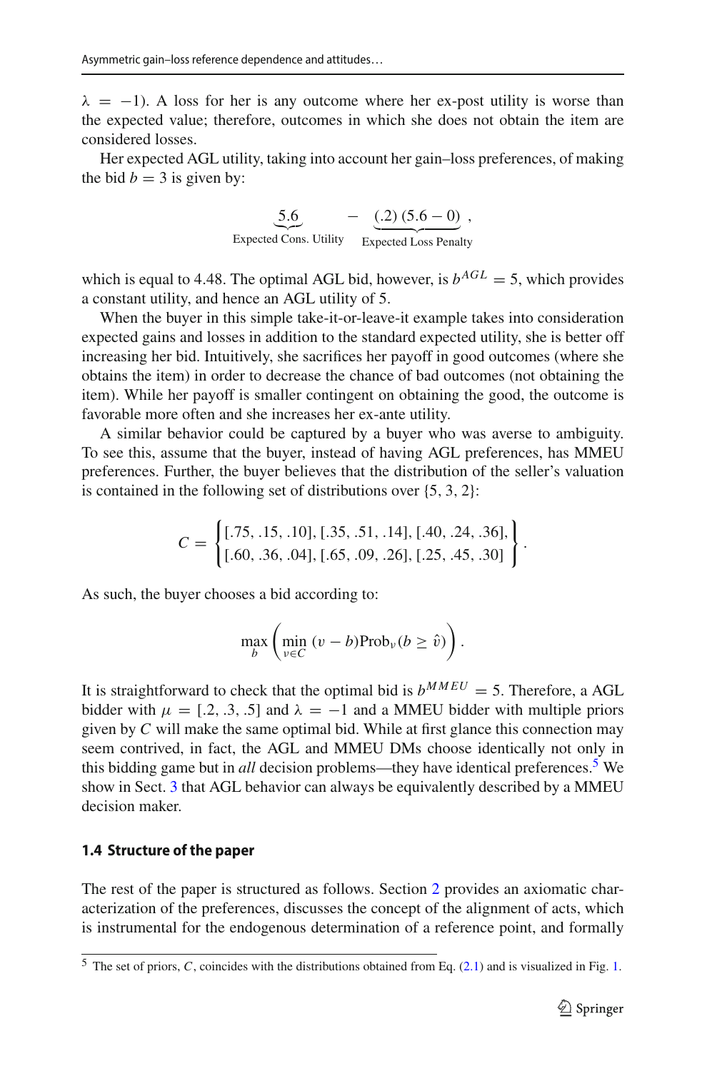$\lambda = -1$). A loss for her is any outcome where her ex-post utility is worse than the expected value; therefore, outcomes in which she does not obtain the item are considered losses.

Her expected AGL utility, taking into account her gain–loss preferences, of making the bid $b = 3$ is given by:

$$\underbrace{5.6}_{\text{Expected Cons. Utility}} \quad - \underbrace{(.2)\,(5.6 - 0)}_{\text{Expected Loss Penalty}},$$

which is equal to 4.48. The optimal AGL bid, however, is $b^{AGL} = 5$, which provides a constant utility, and hence an AGL utility of 5.

When the buyer in this simple take-it-or-leave-it example takes into consideration expected gains and losses in addition to the standard expected utility, she is better off increasing her bid. Intuitively, she sacrifices her payoff in good outcomes (where she obtains the item) in order to decrease the chance of bad outcomes (not obtaining the item). While her payoff is smaller contingent on obtaining the good, the outcome is favorable more often and she increases her ex-ante utility.

A similar behavior could be captured by a buyer who was averse to ambiguity. To see this, assume that the buyer, instead of having AGL preferences, has MMEU preferences. Further, the buyer believes that the distribution of the seller's valuation is contained in the following set of distributions over {5, 3, 2}:

$$C = \left\{ \begin{matrix} [.75, .15, .10], [.35, .51, .14], [.40, .24, .36], \\ [.60, .36, .04], [.65, .09, .26], [.25, .45, .30] \end{matrix} \right\}.$$

As such, the buyer chooses a bid according to:

$$\max_{b} \left( \min_{\nu \in C} \, (v - b)\text{Prob}_{\nu}(b \geq \hat{v}) \right).$$

It is straightforward to check that the optimal bid is $b^{MMEU} = 5$. Therefore, a AGL bidder with $\mu = [.2, .3, .5]$ and $\lambda = -1$ and a MMEU bidder with multiple priors given by $C$ will make the same optimal bid. While at first glance this connection may seem contrived, in fact, the AGL and MMEU DMs choose identically not only in this bidding game but in *all* decision problems—they have identical preferences.[5] We show in Sect. 3 that AGL behavior can always be equivalently described by a MMEU decision maker.

### 1.4 Structure of the paper

The rest of the paper is structured as follows. Section 2 provides an axiomatic characterization of the preferences, discusses the concept of the alignment of acts, which is instrumental for the endogenous determination of a reference point, and formally

[5] The set of priors, $C$, coincides with the distributions obtained from Eq. (2.1) and is visualized in Fig. 1.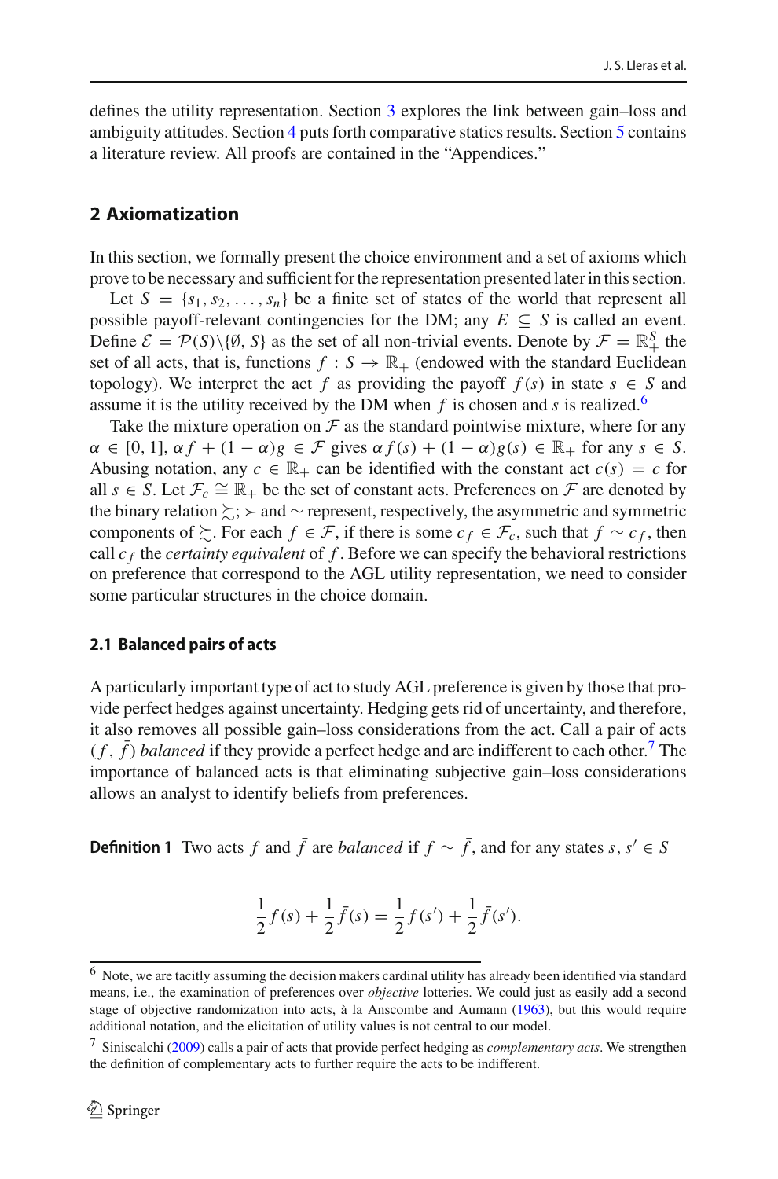defines the utility representation. Section 3 explores the link between gain–loss and ambiguity attitudes. Section 4 puts forth comparative statics results. Section 5 contains a literature review. All proofs are contained in the "Appendices."

## 2 Axiomatization

In this section, we formally present the choice environment and a set of axioms which prove to be necessary and sufficient for the representation presented later in this section.

Let $S = \{s_1, s_2, \ldots, s_n\}$ be a finite set of states of the world that represent all possible payoff-relevant contingencies for the DM; any $E \subseteq S$ is called an event. Define $\mathcal{E} = \mathcal{P}(S)\backslash\{\emptyset, S\}$ as the set of all non-trivial events. Denote by $\mathcal{F} = \mathbb{R}_+^S$ the set of all acts, that is, functions $f : S \to \mathbb{R}_+$ (endowed with the standard Euclidean topology). We interpret the act $f$ as providing the payoff $f(s)$ in state $s \in S$ and assume it is the utility received by the DM when $f$ is chosen and $s$ is realized.[6]

Take the mixture operation on $\mathcal{F}$ as the standard pointwise mixture, where for any $\alpha \in [0, 1]$, $\alpha f + (1 - \alpha)g \in \mathcal{F}$ gives $\alpha f(s) + (1 - \alpha)g(s) \in \mathbb{R}_+$ for any $s \in S$. Abusing notation, any $c \in \mathbb{R}_+$ can be identified with the constant act $c(s) = c$ for all $s \in S$. Let $\mathcal{F}_c \cong \mathbb{R}_+$ be the set of constant acts. Preferences on $\mathcal{F}$ are denoted by the binary relation $\succsim$; $\succ$ and $\sim$ represent, respectively, the asymmetric and symmetric components of $\succsim$. For each $f \in \mathcal{F}$, if there is some $c_f \in \mathcal{F}_c$, such that $f \sim c_f$, then call $c_f$ the *certainty equivalent* of $f$. Before we can specify the behavioral restrictions on preference that correspond to the AGL utility representation, we need to consider some particular structures in the choice domain.

### 2.1 Balanced pairs of acts

A particularly important type of act to study AGL preference is given by those that provide perfect hedges against uncertainty. Hedging gets rid of uncertainty, and therefore, it also removes all possible gain–loss considerations from the act. Call a pair of acts $(f, \bar{f})$ *balanced* if they provide a perfect hedge and are indifferent to each other.[7] The importance of balanced acts is that eliminating subjective gain–loss considerations allows an analyst to identify beliefs from preferences.

**Definition 1** Two acts $f$ and $\bar{f}$ are *balanced* if $f \sim \bar{f}$, and for any states $s, s' \in S$

$$\frac{1}{2}f(s) + \frac{1}{2}\bar{f}(s) = \frac{1}{2}f(s') + \frac{1}{2}\bar{f}(s').$$

---

[6] Note, we are tacitly assuming the decision makers cardinal utility has already been identified via standard means, i.e., the examination of preferences over *objective* lotteries. We could just as easily add a second stage of objective randomization into acts, à la Anscombe and Aumann (1963), but this would require additional notation, and the elicitation of utility values is not central to our model.

[7] Siniscalchi (2009) calls a pair of acts that provide perfect hedging as *complementary acts*. We strengthen the definition of complementary acts to further require the acts to be indifferent.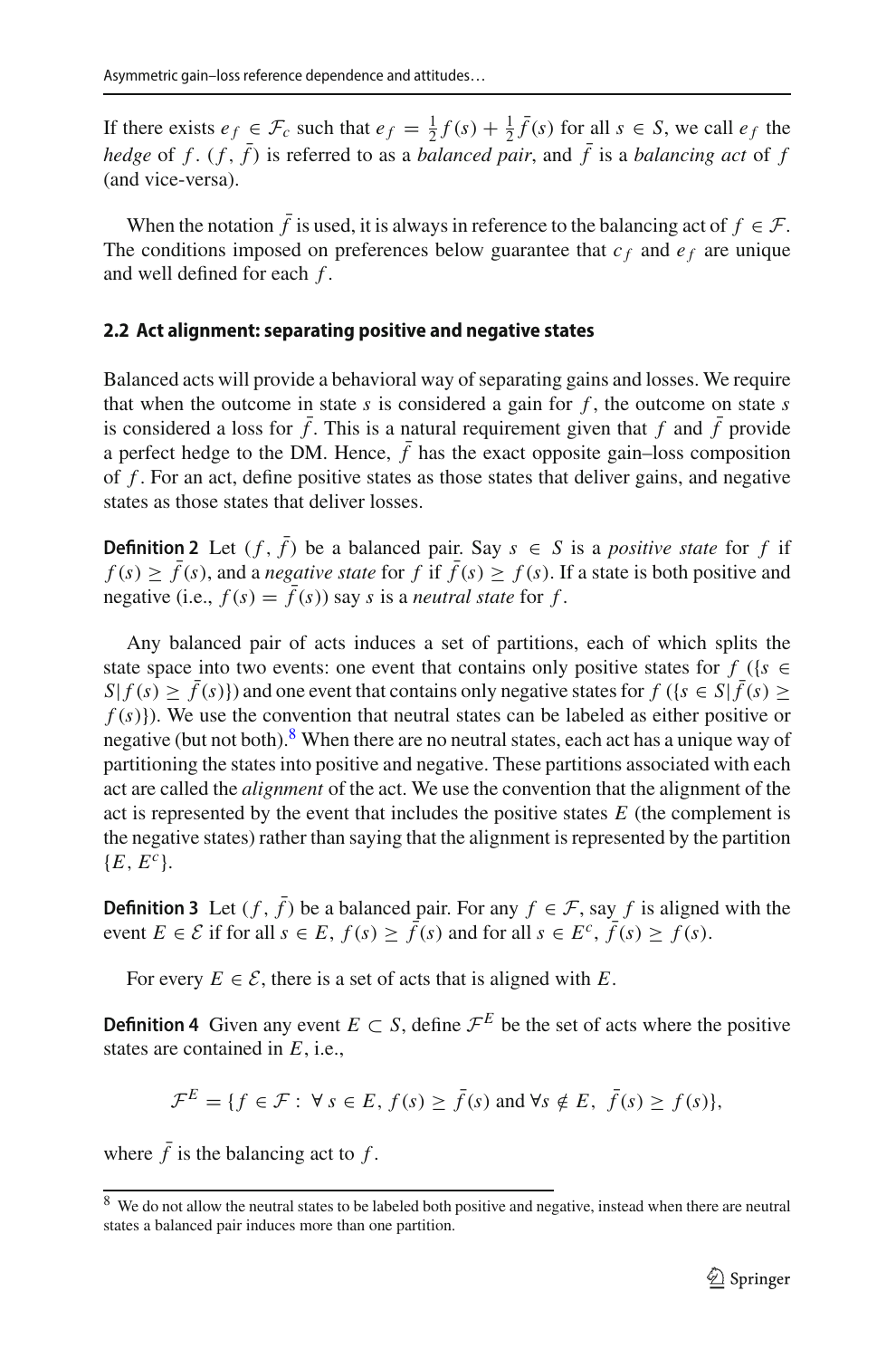If there exists $e_f \in \mathcal{F}_c$ such that $e_f = \frac{1}{2}f(s) + \frac{1}{2}\bar{f}(s)$ for all $s \in S$, we call $e_f$ the *hedge* of $f$. $(f, \bar{f})$ is referred to as a *balanced pair*, and $\bar{f}$ is a *balancing act* of $f$ (and vice-versa).

When the notation $\bar{f}$ is used, it is always in reference to the balancing act of $f \in \mathcal{F}$. The conditions imposed on preferences below guarantee that $c_f$ and $e_f$ are unique and well defined for each $f$.

### 2.2 Act alignment: separating positive and negative states

Balanced acts will provide a behavioral way of separating gains and losses. We require that when the outcome in state $s$ is considered a gain for $f$, the outcome on state $s$ is considered a loss for $\bar{f}$. This is a natural requirement given that $f$ and $\bar{f}$ provide a perfect hedge to the DM. Hence, $\bar{f}$ has the exact opposite gain–loss composition of $f$. For an act, define positive states as those states that deliver gains, and negative states as those states that deliver losses.

**Definition 2** Let $(f, \bar{f})$ be a balanced pair. Say $s \in S$ is a *positive state* for $f$ if $f(s) \geq \bar{f}(s)$, and a *negative state* for $f$ if $\bar{f}(s) \geq f(s)$. If a state is both positive and negative (i.e., $f(s) = \bar{f}(s)$) say $s$ is a *neutral state* for $f$.

Any balanced pair of acts induces a set of partitions, each of which splits the state space into two events: one event that contains only positive states for $f$ ($\{s \in S | f(s) \geq \bar{f}(s)\}$) and one event that contains only negative states for $f$ ($\{s \in S | \bar{f}(s) \geq f(s)\}$). We use the convention that neutral states can be labeled as either positive or negative (but not both).[8] When there are no neutral states, each act has a unique way of partitioning the states into positive and negative. These partitions associated with each act are called the *alignment* of the act. We use the convention that the alignment of the act is represented by the event that includes the positive states $E$ (the complement is the negative states) rather than saying that the alignment is represented by the partition $\{E, E^c\}$.

**Definition 3** Let $(f, \bar{f})$ be a balanced pair. For any $f \in \mathcal{F}$, say $f$ is aligned with the event $E \in \mathcal{E}$ if for all $s \in E$, $f(s) \geq \bar{f}(s)$ and for all $s \in E^c$, $\bar{f}(s) \geq f(s)$.

For every $E \in \mathcal{E}$, there is a set of acts that is aligned with $E$.

**Definition 4** Given any event $E \subset S$, define $\mathcal{F}^E$ be the set of acts where the positive states are contained in $E$, i.e.,

$$\mathcal{F}^E = \{f \in \mathcal{F} : \forall s \in E, f(s) \geq \bar{f}(s) \text{ and } \forall s \notin E, \bar{f}(s) \geq f(s)\},$$

where $\bar{f}$ is the balancing act to $f$.

[8] We do not allow the neutral states to be labeled both positive and negative, instead when there are neutral states a balanced pair induces more than one partition.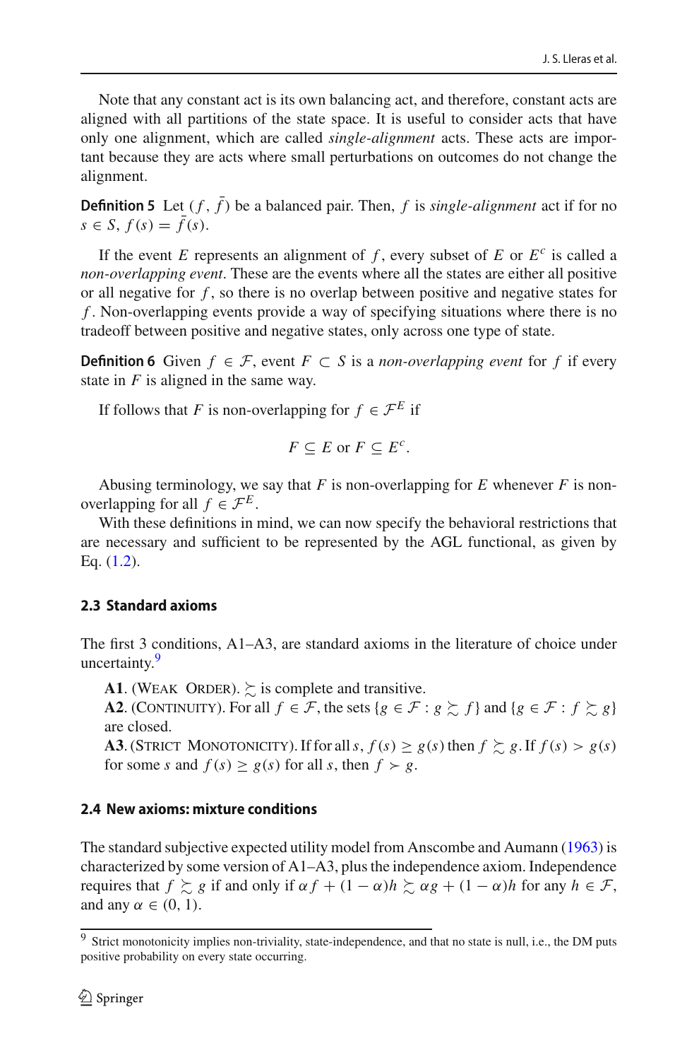Note that any constant act is its own balancing act, and therefore, constant acts are aligned with all partitions of the state space. It is useful to consider acts that have only one alignment, which are called *single-alignment* acts. These acts are important because they are acts where small perturbations on outcomes do not change the alignment.

**Definition 5** Let $(f, \bar{f})$ be a balanced pair. Then, $f$ is *single-alignment* act if for no $s \in S$, $f(s) = \bar{f}(s)$.

If the event $E$ represents an alignment of $f$, every subset of $E$ or $E^c$ is called a *non-overlapping event*. These are the events where all the states are either all positive or all negative for $f$, so there is no overlap between positive and negative states for $f$. Non-overlapping events provide a way of specifying situations where there is no tradeoff between positive and negative states, only across one type of state.

**Definition 6** Given $f \in \mathcal{F}$, event $F \subset S$ is a *non-overlapping event* for $f$ if every state in $F$ is aligned in the same way.

If follows that $F$ is non-overlapping for $f \in \mathcal{F}^E$ if

$$F \subseteq E \text{ or } F \subseteq E^c.$$

Abusing terminology, we say that $F$ is non-overlapping for $E$ whenever $F$ is non-overlapping for all $f \in \mathcal{F}^E$.

With these definitions in mind, we can now specify the behavioral restrictions that are necessary and sufficient to be represented by the AGL functional, as given by Eq. (1.2).

### 2.3 Standard axioms

The first 3 conditions, A1–A3, are standard axioms in the literature of choice under uncertainty.[9]

**A1**. (Weak Order). $\succsim$ is complete and transitive.
**A2**. (Continuity). For all $f \in \mathcal{F}$, the sets $\{g \in \mathcal{F} : g \succsim f\}$ and $\{g \in \mathcal{F} : f \succsim g\}$ are closed.
**A3**. (Strict Monotonicity). If for all $s$, $f(s) \geq g(s)$ then $f \succsim g$. If $f(s) > g(s)$ for some $s$ and $f(s) \geq g(s)$ for all $s$, then $f \succ g$.

### 2.4 New axioms: mixture conditions

The standard subjective expected utility model from Anscombe and Aumann (1963) is characterized by some version of A1–A3, plus the independence axiom. Independence requires that $f \succsim g$ if and only if $\alpha f + (1-\alpha)h \succsim \alpha g + (1-\alpha)h$ for any $h \in \mathcal{F}$, and any $\alpha \in (0, 1)$.

[9] Strict monotonicity implies non-triviality, state-independence, and that no state is null, i.e., the DM puts positive probability on every state occurring.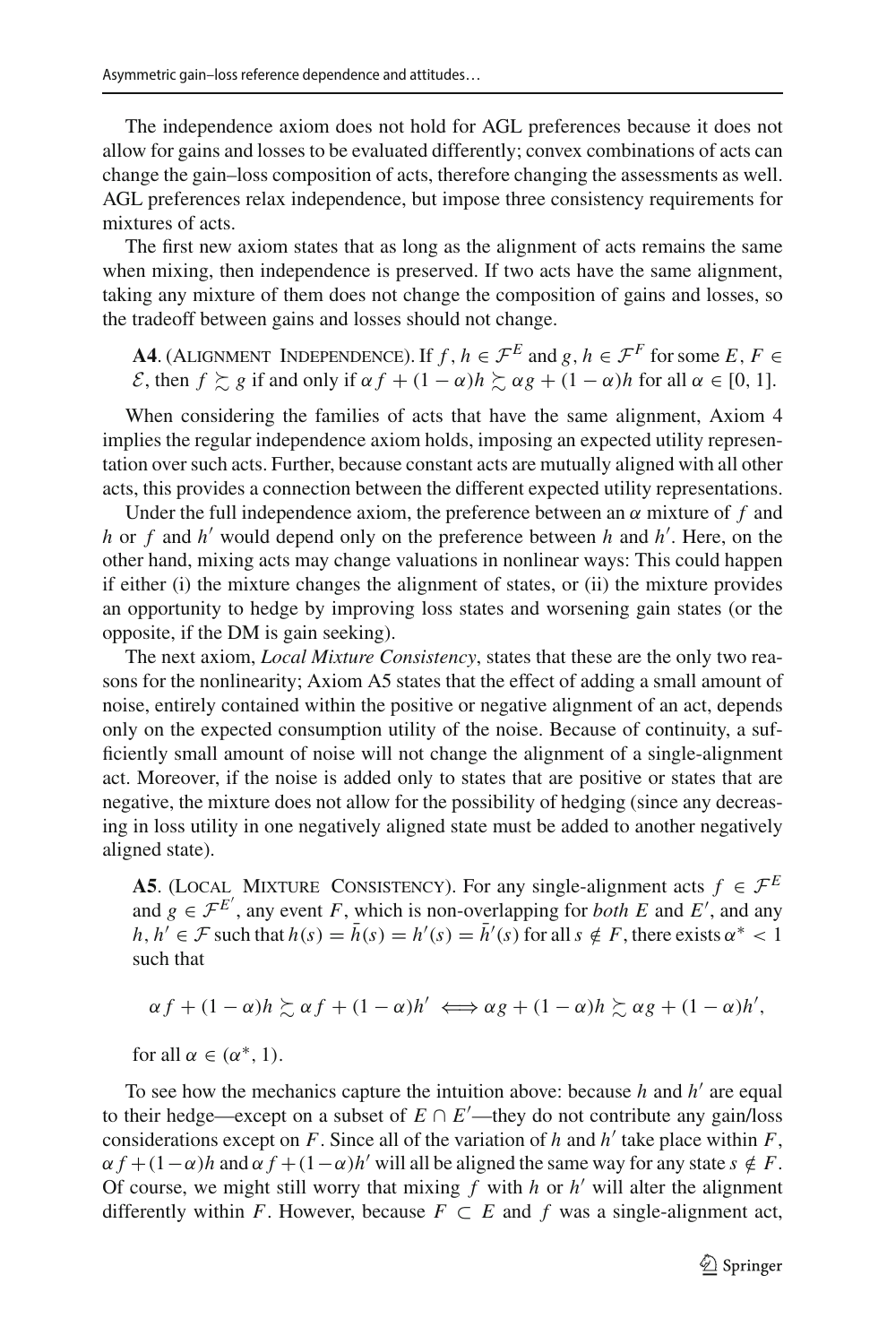The independence axiom does not hold for AGL preferences because it does not allow for gains and losses to be evaluated differently; convex combinations of acts can change the gain–loss composition of acts, therefore changing the assessments as well. AGL preferences relax independence, but impose three consistency requirements for mixtures of acts.

The first new axiom states that as long as the alignment of acts remains the same when mixing, then independence is preserved. If two acts have the same alignment, taking any mixture of them does not change the composition of gains and losses, so the tradeoff between gains and losses should not change.

**A4**. (Alignment Independence). If $f, h \in \mathcal{F}^E$ and $g, h \in \mathcal{F}^F$ for some $E, F \in \mathcal{E}$, then $f \succsim g$ if and only if $\alpha f + (1-\alpha)h \succsim \alpha g + (1-\alpha)h$ for all $\alpha \in [0, 1]$.

When considering the families of acts that have the same alignment, Axiom 4 implies the regular independence axiom holds, imposing an expected utility representation over such acts. Further, because constant acts are mutually aligned with all other acts, this provides a connection between the different expected utility representations.

Under the full independence axiom, the preference between an $\alpha$ mixture of $f$ and $h$ or $f$ and $h'$ would depend only on the preference between $h$ and $h'$. Here, on the other hand, mixing acts may change valuations in nonlinear ways: This could happen if either (i) the mixture changes the alignment of states, or (ii) the mixture provides an opportunity to hedge by improving loss states and worsening gain states (or the opposite, if the DM is gain seeking).

The next axiom, *Local Mixture Consistency*, states that these are the only two reasons for the nonlinearity; Axiom A5 states that the effect of adding a small amount of noise, entirely contained within the positive or negative alignment of an act, depends only on the expected consumption utility of the noise. Because of continuity, a sufficiently small amount of noise will not change the alignment of a single-alignment act. Moreover, if the noise is added only to states that are positive or states that are negative, the mixture does not allow for the possibility of hedging (since any decreasing in loss utility in one negatively aligned state must be added to another negatively aligned state).

**A5**. (Local Mixture Consistency). For any single-alignment acts $f \in \mathcal{F}^E$ and $g \in \mathcal{F}^{E'}$, any event $F$, which is non-overlapping for *both* $E$ and $E'$, and any $h, h' \in \mathcal{F}$ such that $h(s) = \bar{h}(s) = h'(s) = \bar{h}'(s)$ for all $s \notin F$, there exists $\alpha^* < 1$ such that

$$\alpha f + (1-\alpha)h \succsim \alpha f + (1-\alpha)h' \iff \alpha g + (1-\alpha)h \succsim \alpha g + (1-\alpha)h',$$

for all $\alpha \in (\alpha^*, 1)$.

To see how the mechanics capture the intuition above: because $h$ and $h'$ are equal to their hedge—except on a subset of $E \cap E'$—they do not contribute any gain/loss considerations except on $F$. Since all of the variation of $h$ and $h'$ take place within $F$, $\alpha f + (1-\alpha)h$ and $\alpha f + (1-\alpha)h'$ will all be aligned the same way for any state $s \notin F$. Of course, we might still worry that mixing $f$ with $h$ or $h'$ will alter the alignment differently within $F$. However, because $F \subset E$ and $f$ was a single-alignment act,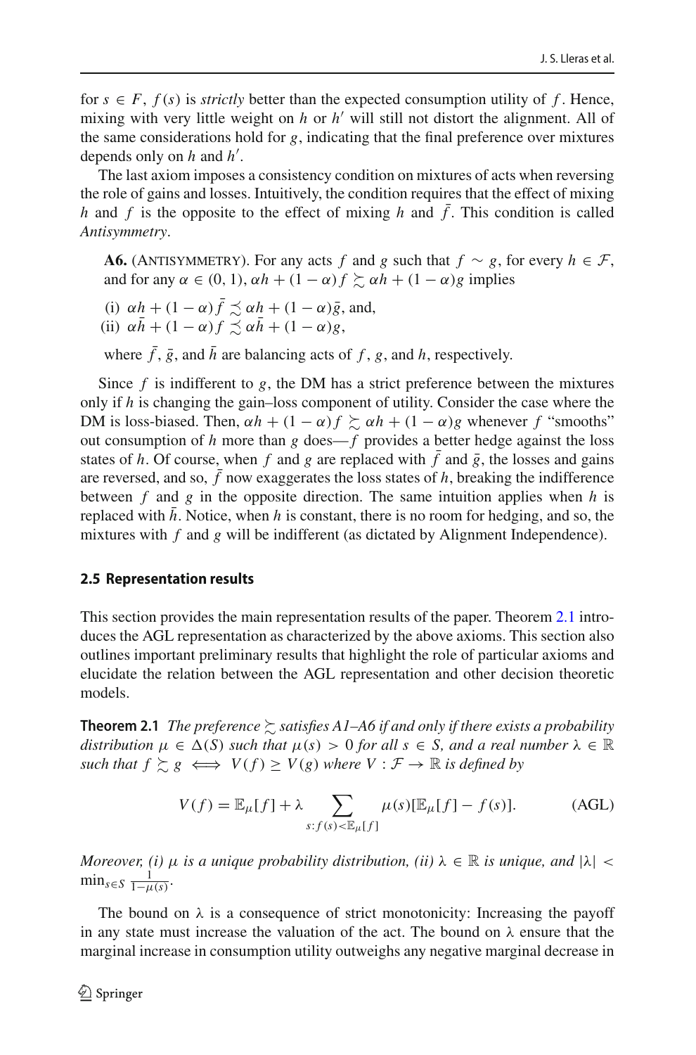for $s \in F$, $f(s)$ is *strictly* better than the expected consumption utility of $f$. Hence, mixing with very little weight on $h$ or $h'$ will still not distort the alignment. All of the same considerations hold for $g$, indicating that the final preference over mixtures depends only on $h$ and $h'$.

The last axiom imposes a consistency condition on mixtures of acts when reversing the role of gains and losses. Intuitively, the condition requires that the effect of mixing $h$ and $f$ is the opposite to the effect of mixing $h$ and $\bar{f}$. This condition is called *Antisymmetry*.

> **A6.** (Antisymmetry). For any acts $f$ and $g$ such that $f \sim g$, for every $h \in \mathcal{F}$, and for any $\alpha \in (0, 1)$, $\alpha h + (1-\alpha) f \succsim \alpha h + (1-\alpha) g$ implies
>
> (i) $\alpha h + (1-\alpha)\bar{f} \precsim \alpha h + (1-\alpha)\bar{g}$, and,
> (ii) $\alpha \bar{h} + (1-\alpha) f \precsim \alpha \bar{h} + (1-\alpha) g$,
>
> where $\bar{f}$, $\bar{g}$, and $\bar{h}$ are balancing acts of $f$, $g$, and $h$, respectively.

Since $f$ is indifferent to $g$, the DM has a strict preference between the mixtures only if $h$ is changing the gain–loss component of utility. Consider the case where the DM is loss-biased. Then, $\alpha h + (1-\alpha) f \succsim \alpha h + (1-\alpha) g$ whenever $f$ "smooths" out consumption of $h$ more than $g$ does—$f$ provides a better hedge against the loss states of $h$. Of course, when $f$ and $g$ are replaced with $\bar{f}$ and $\bar{g}$, the losses and gains are reversed, and so, $\bar{f}$ now exaggerates the loss states of $h$, breaking the indifference between $f$ and $g$ in the opposite direction. The same intuition applies when $h$ is replaced with $\bar{h}$. Notice, when $h$ is constant, there is no room for hedging, and so, the mixtures with $f$ and $g$ will be indifferent (as dictated by Alignment Independence).

### 2.5 Representation results

This section provides the main representation results of the paper. Theorem 2.1 introduces the AGL representation as characterized by the above axioms. This section also outlines important preliminary results that highlight the role of particular axioms and elucidate the relation between the AGL representation and other decision theoretic models.

**Theorem 2.1** *The preference $\succsim$ satisfies A1–A6 if and only if there exists a probability distribution $\mu \in \Delta(S)$ such that $\mu(s) > 0$ for all $s \in S$, and a real number $\lambda \in \mathbb{R}$ such that $f \succsim g \iff V(f) \geq V(g)$ where $V : \mathcal{F} \to \mathbb{R}$ is defined by*

$$V(f) = \mathbb{E}_\mu[f] + \lambda \sum_{s: f(s) < \mathbb{E}_\mu[f]} \mu(s)[\mathbb{E}_\mu[f] - f(s)]. \tag{AGL}$$

*Moreover, (i) $\mu$ is a unique probability distribution, (ii) $\lambda \in \mathbb{R}$ is unique, and $|\lambda| < \min_{s \in S} \frac{1}{1-\mu(s)}$.*

The bound on $\lambda$ is a consequence of strict monotonicity: Increasing the payoff in any state must increase the valuation of the act. The bound on $\lambda$ ensure that the marginal increase in consumption utility outweighs any negative marginal decrease in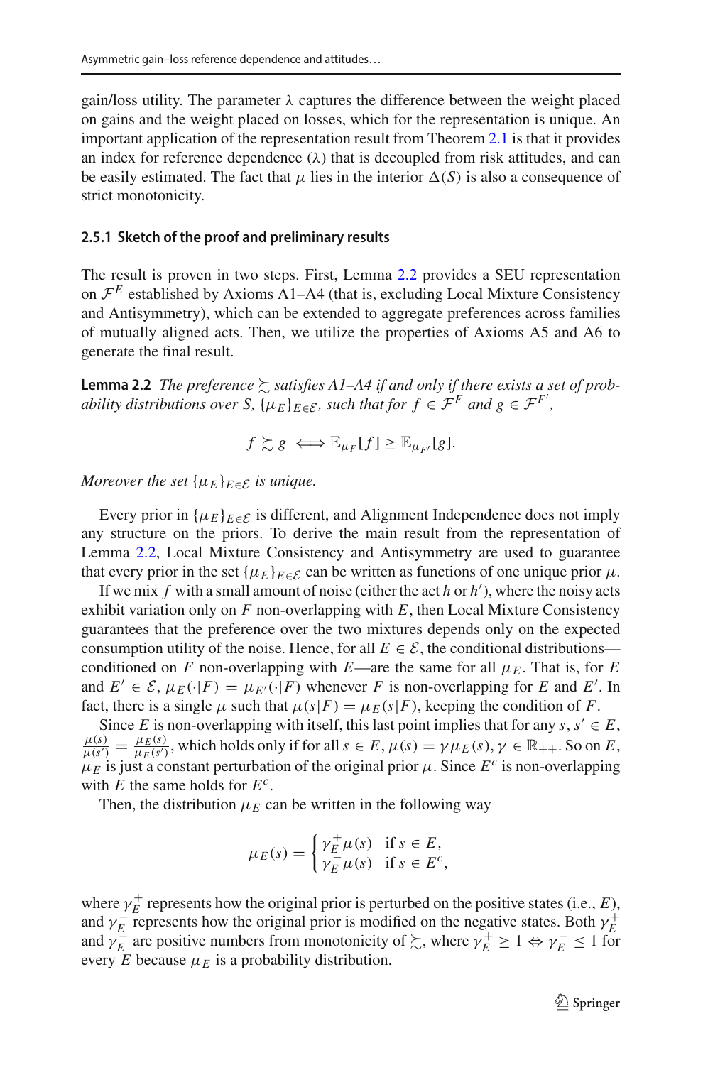gain/loss utility. The parameter $\lambda$ captures the difference between the weight placed on gains and the weight placed on losses, which for the representation is unique. An important application of the representation result from Theorem 2.1 is that it provides an index for reference dependence ($\lambda$) that is decoupled from risk attitudes, and can be easily estimated. The fact that $\mu$ lies in the interior $\Delta(S)$ is also a consequence of strict monotonicity.

### 2.5.1 Sketch of the proof and preliminary results

The result is proven in two steps. First, Lemma 2.2 provides a SEU representation on $\mathcal{F}^E$ established by Axioms A1–A4 (that is, excluding Local Mixture Consistency and Antisymmetry), which can be extended to aggregate preferences across families of mutually aligned acts. Then, we utilize the properties of Axioms A5 and A6 to generate the final result.

**Lemma 2.2** *The preference $\succsim$ satisfies A1–A4 if and only if there exists a set of probability distributions over $S$, $\{\mu_E\}_{E\in\mathcal{E}}$, such that for $f \in \mathcal{F}^F$ and $g \in \mathcal{F}^{F'}$,*

$$f \succsim g \iff \mathbb{E}_{\mu_F}[f] \geq \mathbb{E}_{\mu_{F'}}[g].$$

*Moreover the set $\{\mu_E\}_{E\in\mathcal{E}}$ is unique.*

Every prior in $\{\mu_E\}_{E\in\mathcal{E}}$ is different, and Alignment Independence does not imply any structure on the priors. To derive the main result from the representation of Lemma 2.2, Local Mixture Consistency and Antisymmetry are used to guarantee that every prior in the set $\{\mu_E\}_{E\in\mathcal{E}}$ can be written as functions of one unique prior $\mu$.

If we mix $f$ with a small amount of noise (either the act $h$ or $h'$), where the noisy acts exhibit variation only on $F$ non-overlapping with $E$, then Local Mixture Consistency guarantees that the preference over the two mixtures depends only on the expected consumption utility of the noise. Hence, for all $E \in \mathcal{E}$, the conditional distributions—conditioned on $F$ non-overlapping with $E$—are the same for all $\mu_E$. That is, for $E$ and $E' \in \mathcal{E}$, $\mu_E(\cdot|F) = \mu_{E'}(\cdot|F)$ whenever $F$ is non-overlapping for $E$ and $E'$. In fact, there is a single $\mu$ such that $\mu(s|F) = \mu_E(s|F)$, keeping the condition of $F$.

Since $E$ is non-overlapping with itself, this last point implies that for any $s, s' \in E$, $\frac{\mu(s)}{\mu(s')} = \frac{\mu_E(s)}{\mu_E(s')}$, which holds only if for all $s \in E$, $\mu(s) = \gamma\mu_E(s)$, $\gamma \in \mathbb{R}_{++}$. So on $E$, $\mu_E$ is just a constant perturbation of the original prior $\mu$. Since $E^c$ is non-overlapping with $E$ the same holds for $E^c$.

Then, the distribution $\mu_E$ can be written in the following way

$$\mu_E(s) = \begin{cases} \gamma_E^+\mu(s) & \text{if } s \in E, \\ \gamma_E^-\mu(s) & \text{if } s \in E^c, \end{cases}$$

where $\gamma_E^+$ represents how the original prior is perturbed on the positive states (i.e., $E$), and $\gamma_E^-$ represents how the original prior is modified on the negative states. Both $\gamma_E^+$ and $\gamma_E^-$ are positive numbers from monotonicity of $\succsim$, where $\gamma_E^+ \geq 1 \Leftrightarrow \gamma_E^- \leq 1$ for every $E$ because $\mu_E$ is a probability distribution.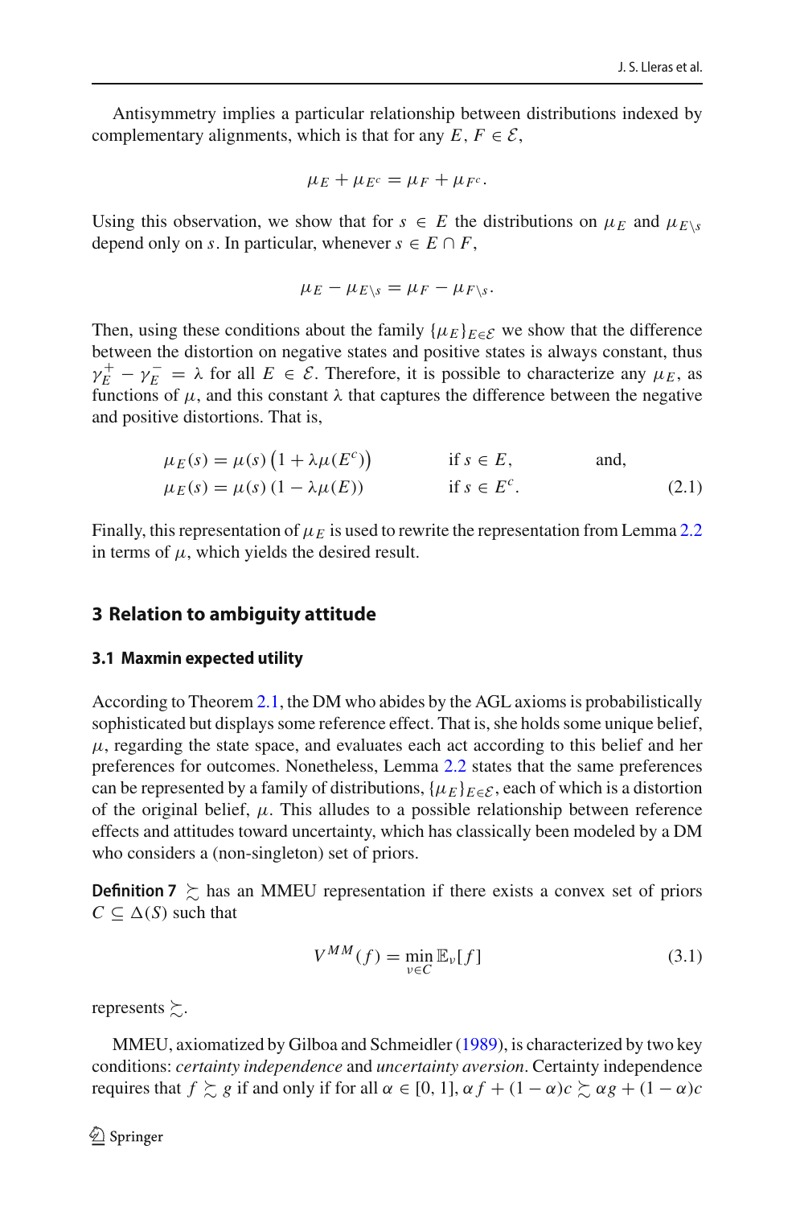Antisymmetry implies a particular relationship between distributions indexed by complementary alignments, which is that for any $E, F \in \mathcal{E}$,

$$\mu_E + \mu_{E^c} = \mu_F + \mu_{F^c}.$$

Using this observation, we show that for $s \in E$ the distributions on $\mu_E$ and $\mu_{E\setminus s}$ depend only on $s$. In particular, whenever $s \in E \cap F$,

$$\mu_E - \mu_{E\setminus s} = \mu_F - \mu_{F\setminus s}.$$

Then, using these conditions about the family $\{\mu_E\}_{E\in\mathcal{E}}$ we show that the difference between the distortion on negative states and positive states is always constant, thus $\gamma_E^+ - \gamma_E^- = \lambda$ for all $E \in \mathcal{E}$. Therefore, it is possible to characterize any $\mu_E$, as functions of $\mu$, and this constant $\lambda$ that captures the difference between the negative and positive distortions. That is,

$$\begin{aligned} &\mu_E(s) = \mu(s)\left(1 + \lambda\mu(E^c)\right) && \text{if } s \in E, && \text{and,} \\ &\mu_E(s) = \mu(s)\left(1 - \lambda\mu(E)\right) && \text{if } s \in E^c. && \end{aligned} \tag{2.1}$$

Finally, this representation of $\mu_E$ is used to rewrite the representation from Lemma 2.2 in terms of $\mu$, which yields the desired result.

## 3 Relation to ambiguity attitude

### 3.1 Maxmin expected utility

According to Theorem 2.1, the DM who abides by the AGL axioms is probabilistically sophisticated but displays some reference effect. That is, she holds some unique belief, $\mu$, regarding the state space, and evaluates each act according to this belief and her preferences for outcomes. Nonetheless, Lemma 2.2 states that the same preferences can be represented by a family of distributions, $\{\mu_E\}_{E\in\mathcal{E}}$, each of which is a distortion of the original belief, $\mu$. This alludes to a possible relationship between reference effects and attitudes toward uncertainty, which has classically been modeled by a DM who considers a (non-singleton) set of priors.

**Definition 7** $\succsim$ has an MMEU representation if there exists a convex set of priors $C \subseteq \Delta(S)$ such that

$$V^{MM}(f) = \min_{\nu\in C} \mathbb{E}_\nu[f] \tag{3.1}$$

represents $\succsim$.

MMEU, axiomatized by Gilboa and Schmeidler (1989), is characterized by two key conditions: *certainty independence* and *uncertainty aversion*. Certainty independence requires that $f \succsim g$ if and only if for all $\alpha \in [0, 1]$, $\alpha f + (1-\alpha)c \succsim \alpha g + (1-\alpha)c$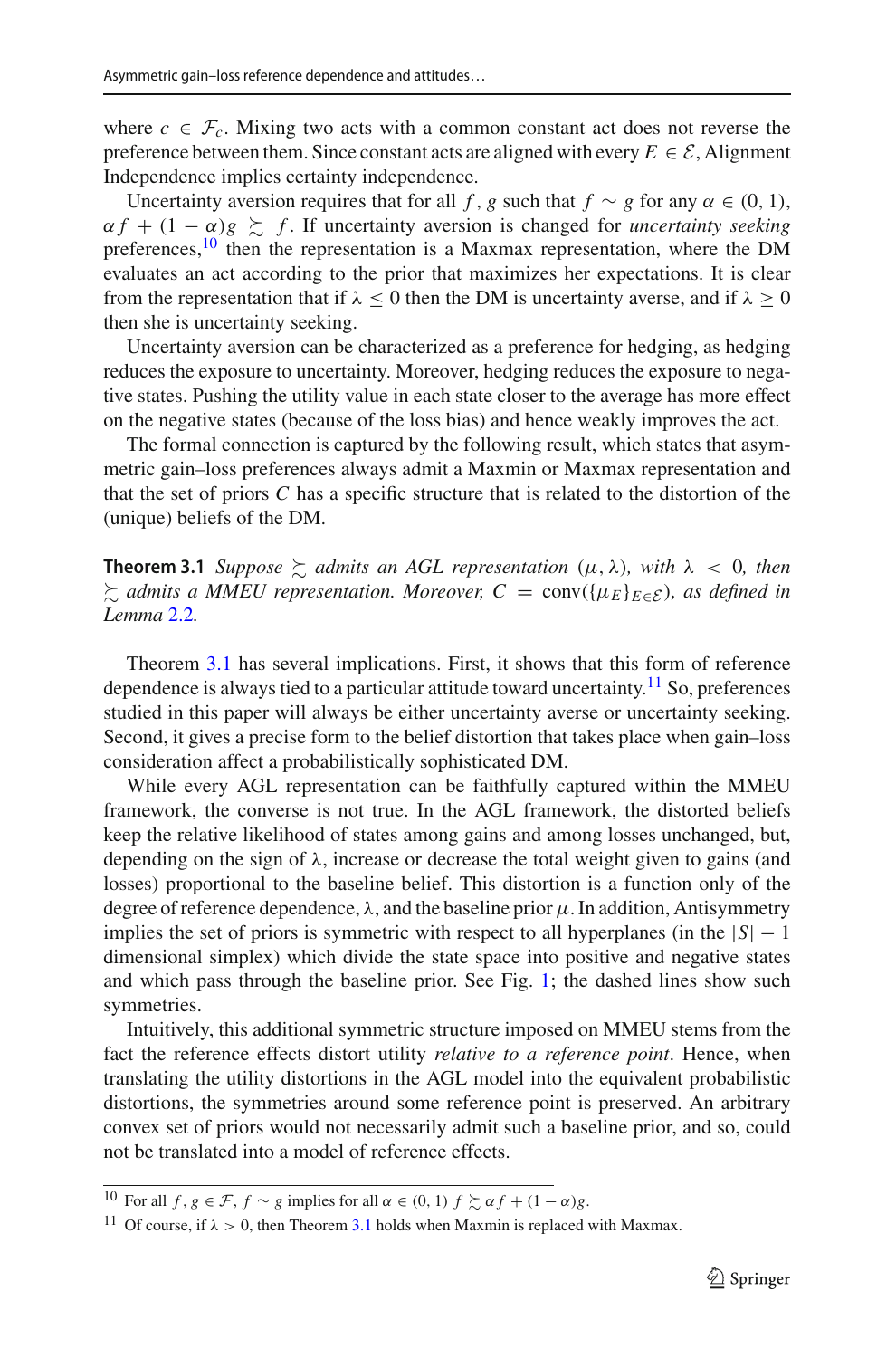where $c \in \mathcal{F}_c$. Mixing two acts with a common constant act does not reverse the preference between them. Since constant acts are aligned with every $E \in \mathcal{E}$, Alignment Independence implies certainty independence.

Uncertainty aversion requires that for all $f, g$ such that $f \sim g$ for any $\alpha \in (0, 1)$, $\alpha f + (1 - \alpha)g \succsim f$. If uncertainty aversion is changed for *uncertainty seeking* preferences,[10] then the representation is a Maxmax representation, where the DM evaluates an act according to the prior that maximizes her expectations. It is clear from the representation that if $\lambda \leq 0$ then the DM is uncertainty averse, and if $\lambda \geq 0$ then she is uncertainty seeking.

Uncertainty aversion can be characterized as a preference for hedging, as hedging reduces the exposure to uncertainty. Moreover, hedging reduces the exposure to negative states. Pushing the utility value in each state closer to the average has more effect on the negative states (because of the loss bias) and hence weakly improves the act.

The formal connection is captured by the following result, which states that asymmetric gain–loss preferences always admit a Maxmin or Maxmax representation and that the set of priors $C$ has a specific structure that is related to the distortion of the (unique) beliefs of the DM.

**Theorem 3.1** *Suppose $\succsim$ admits an AGL representation $(\mu, \lambda)$, with $\lambda < 0$, then $\succsim$ admits a MMEU representation. Moreover, $C = \operatorname{conv}(\{\mu_E\}_{E \in \mathcal{E}})$, as defined in Lemma 2.2.*

Theorem 3.1 has several implications. First, it shows that this form of reference dependence is always tied to a particular attitude toward uncertainty.[11] So, preferences studied in this paper will always be either uncertainty averse or uncertainty seeking. Second, it gives a precise form to the belief distortion that takes place when gain–loss consideration affect a probabilistically sophisticated DM.

While every AGL representation can be faithfully captured within the MMEU framework, the converse is not true. In the AGL framework, the distorted beliefs keep the relative likelihood of states among gains and among losses unchanged, but, depending on the sign of $\lambda$, increase or decrease the total weight given to gains (and losses) proportional to the baseline belief. This distortion is a function only of the degree of reference dependence, $\lambda$, and the baseline prior $\mu$. In addition, Antisymmetry implies the set of priors is symmetric with respect to all hyperplanes (in the $|S| - 1$ dimensional simplex) which divide the state space into positive and negative states and which pass through the baseline prior. See Fig. 1; the dashed lines show such symmetries.

Intuitively, this additional symmetric structure imposed on MMEU stems from the fact the reference effects distort utility *relative to a reference point*. Hence, when translating the utility distortions in the AGL model into the equivalent probabilistic distortions, the symmetries around some reference point is preserved. An arbitrary convex set of priors would not necessarily admit such a baseline prior, and so, could not be translated into a model of reference effects.

---

[10] For all $f, g \in \mathcal{F}$, $f \sim g$ implies for all $\alpha \in (0, 1)$ $f \succsim \alpha f + (1 - \alpha)g$.

[11] Of course, if $\lambda > 0$, then Theorem 3.1 holds when Maxmin is replaced with Maxmax.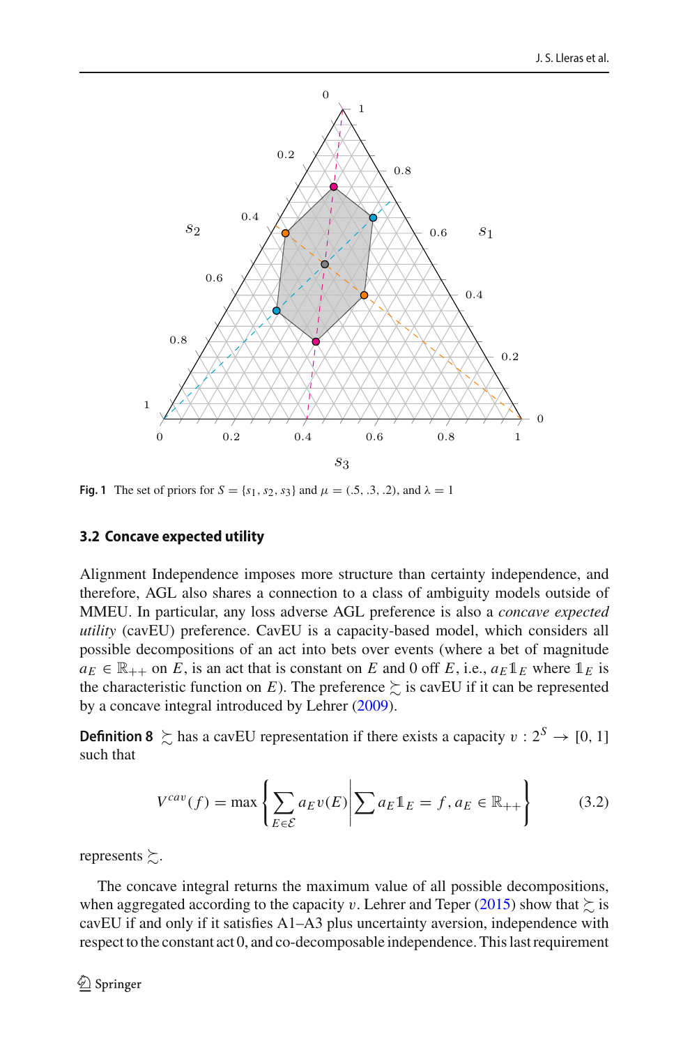Fig. 1 The set of priors for $S = \{s_1, s_2, s_3\}$ and $\mu = (.5, .3, .2)$, and $\lambda = 1$

### 3.2 Concave expected utility

Alignment Independence imposes more structure than certainty independence, and therefore, AGL also shares a connection to a class of ambiguity models outside of MMEU. In particular, any loss adverse AGL preference is also a *concave expected utility* (cavEU) preference. CavEU is a capacity-based model, which considers all possible decompositions of an act into bets over events (where a bet of magnitude $a_E \in \mathbb{R}_{++}$ on $E$, is an act that is constant on $E$ and 0 off $E$, i.e., $a_E \mathbb{1}_E$ where $\mathbb{1}_E$ is the characteristic function on $E$). The preference $\succsim$ is cavEU if it can be represented by a concave integral introduced by Lehrer (2009).

**Definition 8** $\succsim$ has a cavEU representation if there exists a capacity $v : 2^S \to [0, 1]$ such that

$$V^{cav}(f) = \max \left\{ \sum_{E \in \mathcal{E}} a_E v(E) \middle| \sum a_E \mathbb{1}_E = f, a_E \in \mathbb{R}_{++} \right\} \tag{3.2}$$

represents $\succsim$.

The concave integral returns the maximum value of all possible decompositions, when aggregated according to the capacity $v$. Lehrer and Teper (2015) show that $\succsim$ is cavEU if and only if it satisfies A1–A3 plus uncertainty aversion, independence with respect to the constant act 0, and co-decomposable independence. This last requirement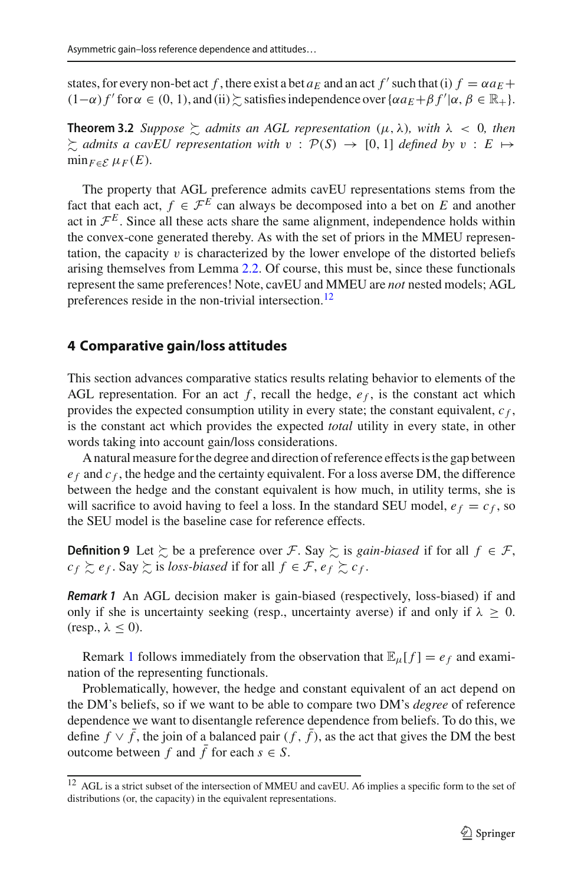states, for every non-bet act $f$, there exist a bet $a_E$ and an act $f'$ such that (i) $f = \alpha a_E + (1-\alpha) f'$ for $\alpha \in (0, 1)$, and (ii) $\succsim$ satisfies independence over $\{\alpha a_E + \beta f' | \alpha, \beta \in \mathbb{R}_+\}$.

**Theorem 3.2** *Suppose $\succsim$ admits an AGL representation $(\mu, \lambda)$, with $\lambda < 0$, then $\succsim$ admits a cavEU representation with $v : \mathcal{P}(S) \to [0, 1]$ defined by $v : E \mapsto \min_{F \in \mathcal{E}} \mu_F(E)$.*

The property that AGL preference admits cavEU representations stems from the fact that each act, $f \in \mathcal{F}^E$ can always be decomposed into a bet on $E$ and another act in $\mathcal{F}^E$. Since all these acts share the same alignment, independence holds within the convex-cone generated thereby. As with the set of priors in the MMEU representation, the capacity $v$ is characterized by the lower envelope of the distorted beliefs arising themselves from Lemma 2.2. Of course, this must be, since these functionals represent the same preferences! Note, cavEU and MMEU are *not* nested models; AGL preferences reside in the non-trivial intersection.[12]

## 4 Comparative gain/loss attitudes

This section advances comparative statics results relating behavior to elements of the AGL representation. For an act $f$, recall the hedge, $e_f$, is the constant act which provides the expected consumption utility in every state; the constant equivalent, $c_f$, is the constant act which provides the expected *total* utility in every state, in other words taking into account gain/loss considerations.

A natural measure for the degree and direction of reference effects is the gap between $e_f$ and $c_f$, the hedge and the certainty equivalent. For a loss averse DM, the difference between the hedge and the constant equivalent is how much, in utility terms, she is will sacrifice to avoid having to feel a loss. In the standard SEU model, $e_f = c_f$, so the SEU model is the baseline case for reference effects.

**Definition 9** Let $\succsim$ be a preference over $\mathcal{F}$. Say $\succsim$ is *gain-biased* if for all $f \in \mathcal{F}$, $c_f \succsim e_f$. Say $\succsim$ is *loss-biased* if for all $f \in \mathcal{F}$, $e_f \succsim c_f$.

***Remark 1*** An AGL decision maker is gain-biased (respectively, loss-biased) if and only if she is uncertainty seeking (resp., uncertainty averse) if and only if $\lambda \geq 0$. (resp., $\lambda \leq 0$).

Remark 1 follows immediately from the observation that $\mathbb{E}_\mu[f] = e_f$ and examination of the representing functionals.

Problematically, however, the hedge and constant equivalent of an act depend on the DM's beliefs, so if we want to be able to compare two DM's *degree* of reference dependence we want to disentangle reference dependence from beliefs. To do this, we define $f \vee \bar{f}$, the join of a balanced pair $(f, \bar{f})$, as the act that gives the DM the best outcome between $f$ and $\bar{f}$ for each $s \in S$.

---

[12] AGL is a strict subset of the intersection of MMEU and cavEU. A6 implies a specific form to the set of distributions (or, the capacity) in the equivalent representations.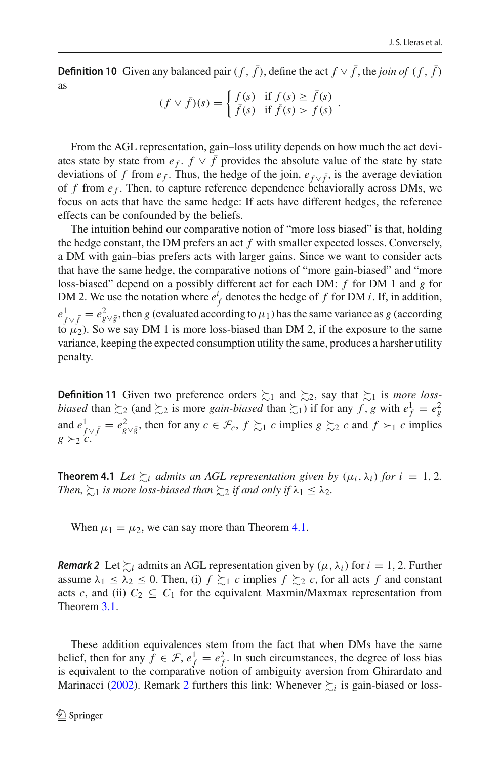**Definition 10** Given any balanced pair $(f, \bar{f})$, define the act $f \vee \bar{f}$, the *join of* $(f, \bar{f})$ as

$$(f \vee \bar{f})(s) = \begin{cases} f(s) & \text{if } f(s) \geq \bar{f}(s) \\ \bar{f}(s) & \text{if } \bar{f}(s) > f(s) \end{cases}.$$

From the AGL representation, gain–loss utility depends on how much the act deviates state by state from $e_f$. $f \vee \bar{f}$ provides the absolute value of the state by state deviations of $f$ from $e_f$. Thus, the hedge of the join, $e_{f \vee \bar{f}}$, is the average deviation of $f$ from $e_f$. Then, to capture reference dependence behaviorally across DMs, we focus on acts that have the same hedge: If acts have different hedges, the reference effects can be confounded by the beliefs.

The intuition behind our comparative notion of "more loss biased" is that, holding the hedge constant, the DM prefers an act $f$ with smaller expected losses. Conversely, a DM with gain–bias prefers acts with larger gains. Since we want to consider acts that have the same hedge, the comparative notions of "more gain-biased" and "more loss-biased" depend on a possibly different act for each DM: $f$ for DM 1 and $g$ for DM 2. We use the notation where $e^i_f$ denotes the hedge of $f$ for DM $i$. If, in addition, $e^1_{f \vee \bar{f}} = e^2_{g \vee \bar{g}}$, then $g$ (evaluated according to $\mu_1$) has the same variance as $g$ (according to $\mu_2$). So we say DM 1 is more loss-biased than DM 2, if the exposure to the same variance, keeping the expected consumption utility the same, produces a harsher utility penalty.

**Definition 11** Given two preference orders $\succsim_1$ and $\succsim_2$, say that $\succsim_1$ is *more loss-biased* than $\succsim_2$ (and $\succsim_2$ is more *gain-biased* than $\succsim_1$) if for any $f, g$ with $e^1_f = e^2_g$ and $e^1_{f \vee \bar{f}} = e^2_{g \vee \bar{g}}$, then for any $c \in \mathcal{F}_c$, $f \succsim_1 c$ implies $g \succsim_2 c$ and $f \succ_1 c$ implies $g \succ_2 c$.

**Theorem 4.1** *Let $\succsim_i$ admits an AGL representation given by $(\mu_i, \lambda_i)$ for $i = 1, 2$. Then, $\succsim_1$ is more loss-biased than $\succsim_2$ if and only if $\lambda_1 \leq \lambda_2$.*

When $\mu_1 = \mu_2$, we can say more than Theorem 4.1.

***Remark 2*** Let $\succsim_i$ admits an AGL representation given by $(\mu, \lambda_i)$ for $i = 1, 2$. Further assume $\lambda_1 \leq \lambda_2 \leq 0$. Then, (i) $f \succsim_1 c$ implies $f \succsim_2 c$, for all acts $f$ and constant acts $c$, and (ii) $C_2 \subseteq C_1$ for the equivalent Maxmin/Maxmax representation from Theorem 3.1.

These addition equivalences stem from the fact that when DMs have the same belief, then for any $f \in \mathcal{F}$, $e^1_f = e^2_f$. In such circumstances, the degree of loss bias is equivalent to the comparative notion of ambiguity aversion from Ghirardato and Marinacci (2002). Remark 2 furthers this link: Whenever $\succsim_i$ is gain-biased or loss-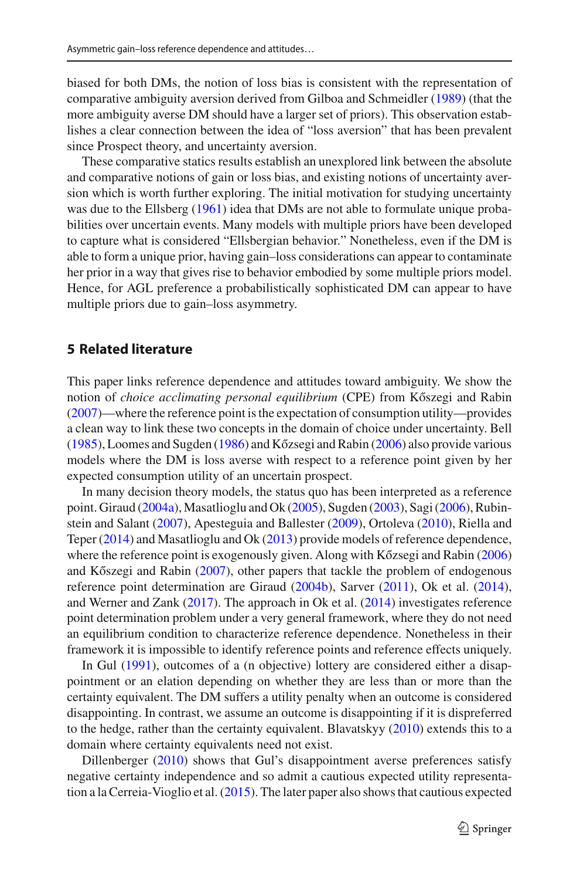biased for both DMs, the notion of loss bias is consistent with the representation of comparative ambiguity aversion derived from Gilboa and Schmeidler (1989) (that the more ambiguity averse DM should have a larger set of priors). This observation establishes a clear connection between the idea of "loss aversion" that has been prevalent since Prospect theory, and uncertainty aversion.

These comparative statics results establish an unexplored link between the absolute and comparative notions of gain or loss bias, and existing notions of uncertainty aversion which is worth further exploring. The initial motivation for studying uncertainty was due to the Ellsberg (1961) idea that DMs are not able to formulate unique probabilities over uncertain events. Many models with multiple priors have been developed to capture what is considered "Ellsbergian behavior." Nonetheless, even if the DM is able to form a unique prior, having gain–loss considerations can appear to contaminate her prior in a way that gives rise to behavior embodied by some multiple priors model. Hence, for AGL preference a probabilistically sophisticated DM can appear to have multiple priors due to gain–loss asymmetry.

## 5 Related literature

This paper links reference dependence and attitudes toward ambiguity. We show the notion of *choice acclimating personal equilibrium* (CPE) from Kőszegi and Rabin (2007)—where the reference point is the expectation of consumption utility—provides a clean way to link these two concepts in the domain of choice under uncertainty. Bell (1985), Loomes and Sugden (1986) and Kőzsegi and Rabin (2006) also provide various models where the DM is loss averse with respect to a reference point given by her expected consumption utility of an uncertain prospect.

In many decision theory models, the status quo has been interpreted as a reference point. Giraud (2004a), Masatlioglu and Ok (2005), Sugden (2003), Sagi (2006), Rubinstein and Salant (2007), Apesteguia and Ballester (2009), Ortoleva (2010), Riella and Teper (2014) and Masatlioglu and Ok (2013) provide models of reference dependence, where the reference point is exogenously given. Along with Kőzsegi and Rabin (2006) and Kőszegi and Rabin (2007), other papers that tackle the problem of endogenous reference point determination are Giraud (2004b), Sarver (2011), Ok et al. (2014), and Werner and Zank (2017). The approach in Ok et al. (2014) investigates reference point determination problem under a very general framework, where they do not need an equilibrium condition to characterize reference dependence. Nonetheless in their framework it is impossible to identify reference points and reference effects uniquely.

In Gul (1991), outcomes of a (n objective) lottery are considered either a disappointment or an elation depending on whether they are less than or more than the certainty equivalent. The DM suffers a utility penalty when an outcome is considered disappointing. In contrast, we assume an outcome is disappointing if it is dispreferred to the hedge, rather than the certainty equivalent. Blavatskyy (2010) extends this to a domain where certainty equivalents need not exist.

Dillenberger (2010) shows that Gul's disappointment averse preferences satisfy negative certainty independence and so admit a cautious expected utility representation a la Cerreia-Vioglio et al. (2015). The later paper also shows that cautious expected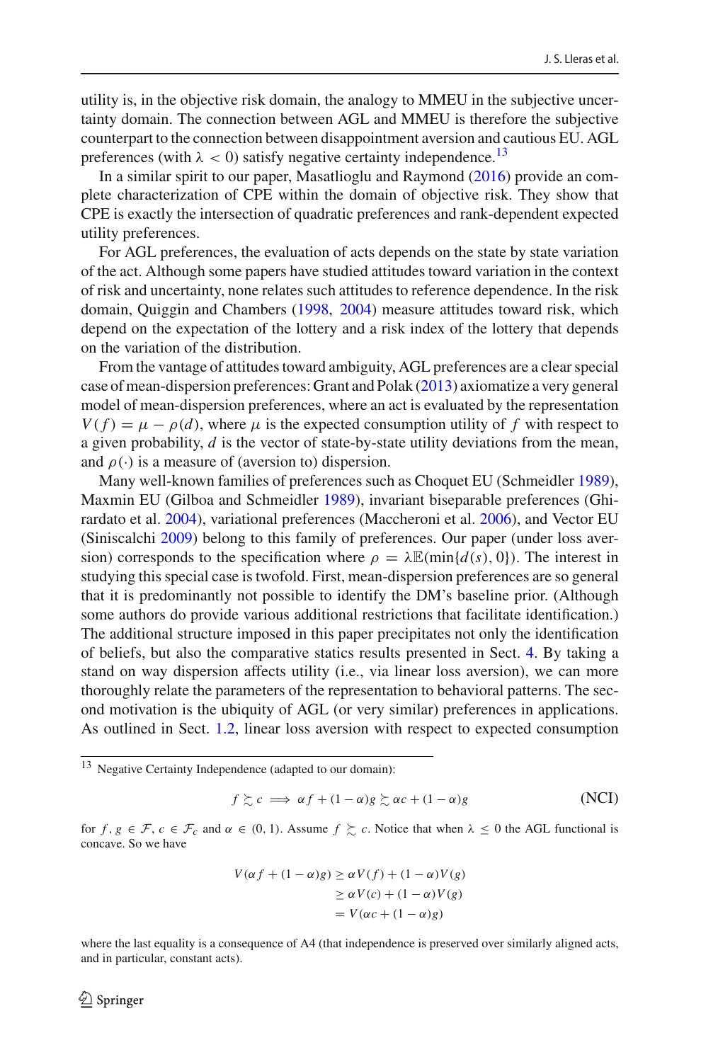utility is, in the objective risk domain, the analogy to MMEU in the subjective uncertainty domain. The connection between AGL and MMEU is therefore the subjective counterpart to the connection between disappointment aversion and cautious EU. AGL preferences (with $\lambda < 0$) satisfy negative certainty independence.[13]

In a similar spirit to our paper, Masatlioglu and Raymond (2016) provide an complete characterization of CPE within the domain of objective risk. They show that CPE is exactly the intersection of quadratic preferences and rank-dependent expected utility preferences.

For AGL preferences, the evaluation of acts depends on the state by state variation of the act. Although some papers have studied attitudes toward variation in the context of risk and uncertainty, none relates such attitudes to reference dependence. In the risk domain, Quiggin and Chambers (1998, 2004) measure attitudes toward risk, which depend on the expectation of the lottery and a risk index of the lottery that depends on the variation of the distribution.

From the vantage of attitudes toward ambiguity, AGL preferences are a clear special case of mean-dispersion preferences: Grant and Polak (2013) axiomatize a very general model of mean-dispersion preferences, where an act is evaluated by the representation $V(f) = \mu - \rho(d)$, where $\mu$ is the expected consumption utility of $f$ with respect to a given probability, $d$ is the vector of state-by-state utility deviations from the mean, and $\rho(\cdot)$ is a measure of (aversion to) dispersion.

Many well-known families of preferences such as Choquet EU (Schmeidler 1989), Maxmin EU (Gilboa and Schmeidler 1989), invariant biseparable preferences (Ghirardato et al. 2004), variational preferences (Maccheroni et al. 2006), and Vector EU (Siniscalchi 2009) belong to this family of preferences. Our paper (under loss aversion) corresponds to the specification where $\rho = \lambda \mathbb{E}(\min\{d(s), 0\})$. The interest in studying this special case is twofold. First, mean-dispersion preferences are so general that it is predominantly not possible to identify the DM's baseline prior. (Although some authors do provide various additional restrictions that facilitate identification.) The additional structure imposed in this paper precipitates not only the identification of beliefs, but also the comparative statics results presented in Sect. 4. By taking a stand on way dispersion affects utility (i.e., via linear loss aversion), we can more thoroughly relate the parameters of the representation to behavioral patterns. The second motivation is the ubiquity of AGL (or very similar) preferences in applications. As outlined in Sect. 1.2, linear loss aversion with respect to expected consumption

---

[13] Negative Certainty Independence (adapted to our domain):

$$f \succsim c \implies \alpha f + (1-\alpha) g \succsim \alpha c + (1-\alpha) g \tag{NCI}$$

for $f, g \in \mathcal{F}$, $c \in \mathcal{F}_c$ and $\alpha \in (0, 1)$. Assume $f \succsim c$. Notice that when $\lambda \leq 0$ the AGL functional is concave. So we have

$$\begin{aligned} V(\alpha f + (1-\alpha) g) &\geq \alpha V(f) + (1-\alpha) V(g) \\ &\geq \alpha V(c) + (1-\alpha) V(g) \\ &= V(\alpha c + (1-\alpha) g) \end{aligned}$$

where the last equality is a consequence of A4 (that independence is preserved over similarly aligned acts, and in particular, constant acts).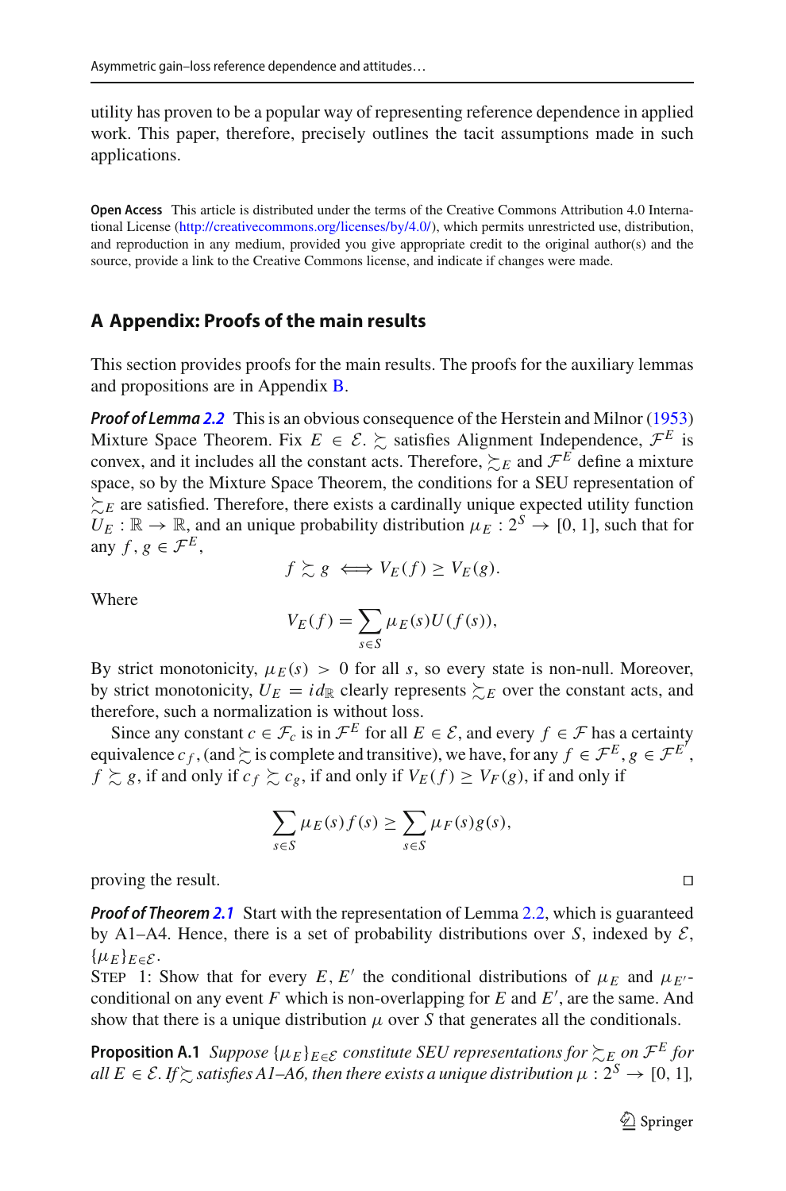utility has proven to be a popular way of representing reference dependence in applied work. This paper, therefore, precisely outlines the tacit assumptions made in such applications.

**Open Access** This article is distributed under the terms of the Creative Commons Attribution 4.0 International License (http://creativecommons.org/licenses/by/4.0/), which permits unrestricted use, distribution, and reproduction in any medium, provided you give appropriate credit to the original author(s) and the source, provide a link to the Creative Commons license, and indicate if changes were made.

## A Appendix: Proofs of the main results

This section provides proofs for the main results. The proofs for the auxiliary lemmas and propositions are in Appendix B.

***Proof of Lemma 2.2*** This is an obvious consequence of the Herstein and Milnor (1953) Mixture Space Theorem. Fix $E \in \mathcal{E}$. $\succsim$ satisfies Alignment Independence, $\mathcal{F}^E$ is convex, and it includes all the constant acts. Therefore, $\succsim_E$ and $\mathcal{F}^E$ define a mixture space, so by the Mixture Space Theorem, the conditions for a SEU representation of $\succsim_E$ are satisfied. Therefore, there exists a cardinally unique expected utility function $U_E : \mathbb{R} \to \mathbb{R}$, and an unique probability distribution $\mu_E : 2^S \to [0, 1]$, such that for any $f, g \in \mathcal{F}^E$,

$$f \succsim g \iff V_E(f) \geq V_E(g).$$

Where

$$V_E(f) = \sum_{s \in S} \mu_E(s) U(f(s)),$$

By strict monotonicity, $\mu_E(s) > 0$ for all $s$, so every state is non-null. Moreover, by strict monotonicity, $U_E = id_{\mathbb{R}}$ clearly represents $\succsim_E$ over the constant acts, and therefore, such a normalization is without loss.

Since any constant $c \in \mathcal{F}_c$ is in $\mathcal{F}^E$ for all $E \in \mathcal{E}$, and every $f \in \mathcal{F}$ has a certainty equivalence $c_f$, (and $\succsim$ is complete and transitive), we have, for any $f \in \mathcal{F}^E, g \in \mathcal{F}^{E'}$, $f \succsim g$, if and only if $c_f \succsim c_g$, if and only if $V_E(f) \geq V_F(g)$, if and only if

$$\sum_{s \in S} \mu_E(s) f(s) \geq \sum_{s \in S} \mu_F(s) g(s),$$

proving the result. □

***Proof of Theorem 2.1*** Start with the representation of Lemma 2.2, which is guaranteed by A1–A4. Hence, there is a set of probability distributions over $S$, indexed by $\mathcal{E}$, $\{\mu_E\}_{E \in \mathcal{E}}$.

STEP 1: Show that for every $E, E'$ the conditional distributions of $\mu_E$ and $\mu_{E'}$-conditional on any event $F$ which is non-overlapping for $E$ and $E'$, are the same. And show that there is a unique distribution $\mu$ over $S$ that generates all the conditionals.

**Proposition A.1** *Suppose $\{\mu_E\}_{E \in \mathcal{E}}$ constitute SEU representations for $\succsim_E$ on $\mathcal{F}^E$ for all $E \in \mathcal{E}$. If $\succsim$ satisfies A1–A6, then there exists a unique distribution $\mu : 2^S \to [0, 1]$,*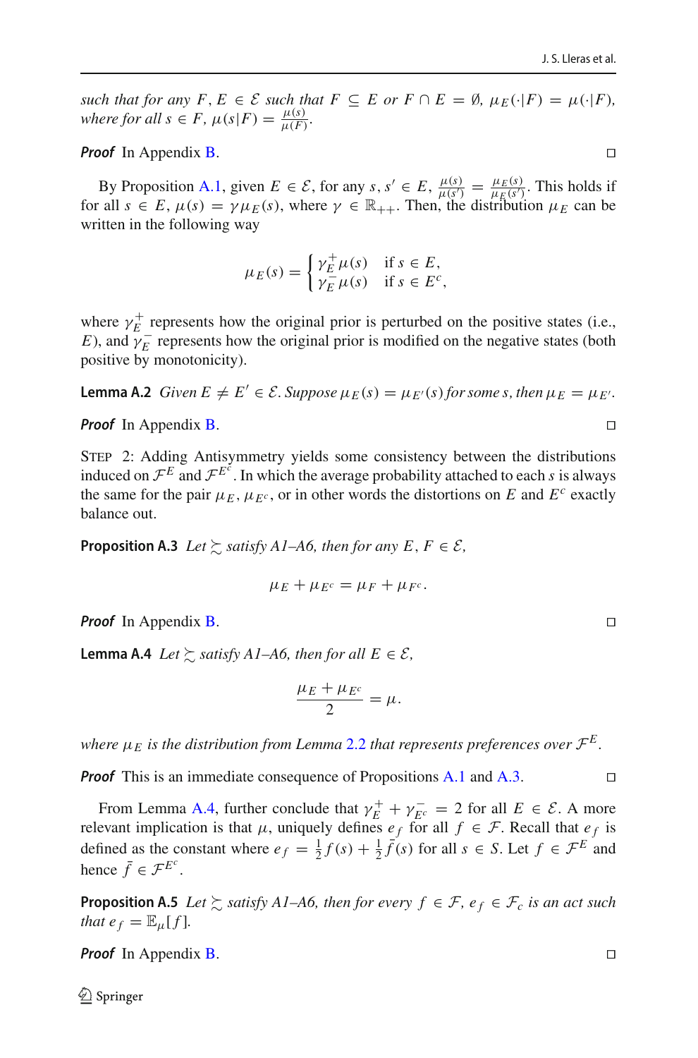*such that for any $F, E \in \mathcal{E}$ such that $F \subseteq E$ or $F \cap E = \emptyset$, $\mu_E(\cdot|F) = \mu(\cdot|F)$, where for all $s \in F$, $\mu(s|F) = \frac{\mu(s)}{\mu(F)}$.*

***Proof*** In Appendix B. □

By Proposition A.1, given $E \in \mathcal{E}$, for any $s, s' \in E$, $\frac{\mu(s)}{\mu(s')} = \frac{\mu_E(s)}{\mu_E(s')}$. This holds if for all $s \in E$, $\mu(s) = \gamma \mu_E(s)$, where $\gamma \in \mathbb{R}_{++}$. Then, the distribution $\mu_E$ can be written in the following way

$$\mu_E(s) = \begin{cases} \gamma_E^+ \mu(s) & \text{if } s \in E, \\ \gamma_E^- \mu(s) & \text{if } s \in E^c, \end{cases}$$

where $\gamma_E^+$ represents how the original prior is perturbed on the positive states (i.e., $E$), and $\gamma_E^-$ represents how the original prior is modified on the negative states (both positive by monotonicity).

**Lemma A.2** *Given $E \neq E' \in \mathcal{E}$. Suppose $\mu_E(s) = \mu_{E'}(s)$ for some $s$, then $\mu_E = \mu_{E'}$.*

***Proof*** In Appendix B. □

Step 2: Adding Antisymmetry yields some consistency between the distributions induced on $\mathcal{F}^E$ and $\mathcal{F}^{E^c}$. In which the average probability attached to each $s$ is always the same for the pair $\mu_E, \mu_{E^c}$, or in other words the distortions on $E$ and $E^c$ exactly balance out.

**Proposition A.3** *Let $\succsim$ satisfy A1–A6, then for any $E, F \in \mathcal{E}$,*

$$\mu_E + \mu_{E^c} = \mu_F + \mu_{F^c}.$$

***Proof*** In Appendix B. □

**Lemma A.4** *Let $\succsim$ satisfy A1–A6, then for all $E \in \mathcal{E}$,*

$$\frac{\mu_E + \mu_{E^c}}{2} = \mu.$$

*where $\mu_E$ is the distribution from Lemma 2.2 that represents preferences over $\mathcal{F}^E$.*

***Proof*** This is an immediate consequence of Propositions A.1 and A.3. □

From Lemma A.4, further conclude that $\gamma_E^+ + \gamma_{E^c}^- = 2$ for all $E \in \mathcal{E}$. A more relevant implication is that $\mu$, uniquely defines $e_f$ for all $f \in \mathcal{F}$. Recall that $e_f$ is defined as the constant where $e_f = \frac{1}{2} f(s) + \frac{1}{2} \bar{f}(s)$ for all $s \in S$. Let $f \in \mathcal{F}^E$ and hence $\bar{f} \in \mathcal{F}^{E^c}$.

**Proposition A.5** *Let $\succsim$ satisfy A1–A6, then for every $f \in \mathcal{F}$, $e_f \in \mathcal{F}_c$ is an act such that $e_f = \mathbb{E}_\mu[f]$.*

***Proof*** In Appendix B. □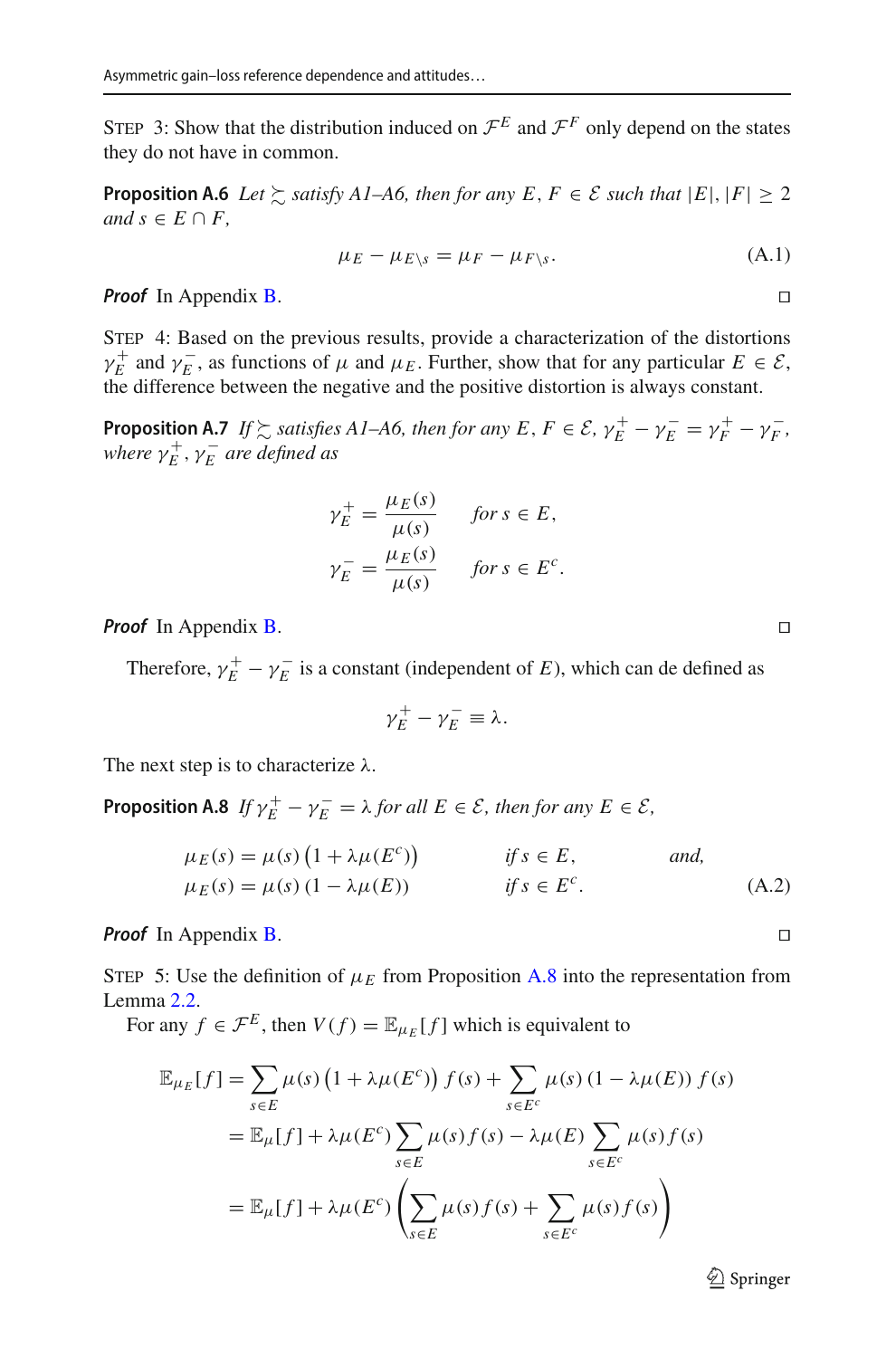STEP 3: Show that the distribution induced on $\mathcal{F}^E$ and $\mathcal{F}^F$ only depend on the states they do not have in common.

**Proposition A.6** *Let $\succsim$ satisfy A1–A6, then for any $E, F \in \mathcal{E}$ such that $|E|, |F| \geq 2$ and $s \in E \cap F$,*

$$\mu_E - \mu_{E\backslash s} = \mu_F - \mu_{F\backslash s}. \tag{A.1}$$

***Proof*** In Appendix B. □

STEP 4: Based on the previous results, provide a characterization of the distortions $\gamma_E^+$ and $\gamma_E^-$, as functions of $\mu$ and $\mu_E$. Further, show that for any particular $E \in \mathcal{E}$, the difference between the negative and the positive distortion is always constant.

**Proposition A.7** *If $\succsim$ satisfies A1–A6, then for any $E, F \in \mathcal{E}$, $\gamma_E^+ - \gamma_E^- = \gamma_F^+ - \gamma_F^-$, where $\gamma_E^+, \gamma_E^-$ are defined as*

$$\gamma_E^+ = \frac{\mu_E(s)}{\mu(s)} \qquad \textit{for } s \in E,$$
$$\gamma_E^- = \frac{\mu_E(s)}{\mu(s)} \qquad \textit{for } s \in E^c.$$

***Proof*** In Appendix B. □

Therefore, $\gamma_E^+ - \gamma_E^-$ is a constant (independent of $E$), which can de defined as

$$\gamma_E^+ - \gamma_E^- \equiv \lambda.$$

The next step is to characterize $\lambda$.

**Proposition A.8** *If $\gamma_E^+ - \gamma_E^- = \lambda$ for all $E \in \mathcal{E}$, then for any $E \in \mathcal{E}$,*

$$\begin{aligned} &\mu_E(s) = \mu(s)\left(1 + \lambda\mu(E^c)\right) && \textit{if } s \in E, && \textit{and,} \\ &\mu_E(s) = \mu(s)\left(1 - \lambda\mu(E)\right) && \textit{if } s \in E^c. \end{aligned} \tag{A.2}$$

***Proof*** In Appendix B. □

STEP 5: Use the definition of $\mu_E$ from Proposition A.8 into the representation from Lemma 2.2.

For any $f \in \mathcal{F}^E$, then $V(f) = \mathbb{E}_{\mu_E}[f]$ which is equivalent to

$$\begin{aligned} \mathbb{E}_{\mu_E}[f] &= \sum_{s \in E} \mu(s)\left(1 + \lambda\mu(E^c)\right) f(s) + \sum_{s \in E^c} \mu(s)\left(1 - \lambda\mu(E)\right) f(s) \\ &= \mathbb{E}_\mu[f] + \lambda\mu(E^c) \sum_{s \in E} \mu(s) f(s) - \lambda\mu(E) \sum_{s \in E^c} \mu(s) f(s) \\ &= \mathbb{E}_\mu[f] + \lambda\mu(E^c) \left( \sum_{s \in E} \mu(s) f(s) + \sum_{s \in E^c} \mu(s) f(s) \right) \end{aligned}$$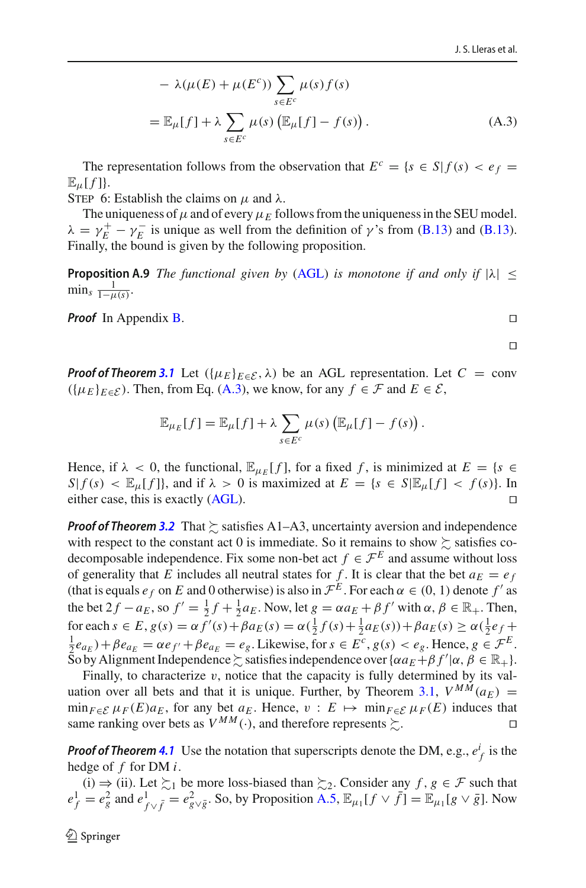$$
\begin{aligned}
&- \lambda(\mu(E) + \mu(E^c)) \sum_{s \in E^c} \mu(s) f(s) \\
&= \mathbb{E}_\mu[f] + \lambda \sum_{s \in E^c} \mu(s) \left(\mathbb{E}_\mu[f] - f(s)\right). \qquad \text{(A.3)}
\end{aligned}
$$

The representation follows from the observation that $E^c = \{s \in S | f(s) < e_f = \mathbb{E}_\mu[f]\}$.

STEP 6: Establish the claims on $\mu$ and $\lambda$.

The uniqueness of $\mu$ and of every $\mu_E$ follows from the uniqueness in the SEU model. $\lambda = \gamma_E^+ - \gamma_E^-$ is unique as well from the definition of $\gamma$'s from (B.13) and (B.13). Finally, the bound is given by the following proposition.

**Proposition A.9** *The functional given by (AGL) is monotone if and only if* $|\lambda| \leq \min_s \frac{1}{1-\mu(s)}$.

***Proof*** In Appendix B. ◻

◻

***Proof of Theorem 3.1*** Let $(\{\mu_E\}_{E \in \mathcal{E}}, \lambda)$ be an AGL representation. Let $C = \text{conv}(\{\mu_E\}_{E \in \mathcal{E}})$. Then, from Eq. (A.3), we know, for any $f \in \mathcal{F}$ and $E \in \mathcal{E}$,

$$
\mathbb{E}_{\mu_E}[f] = \mathbb{E}_\mu[f] + \lambda \sum_{s \in E^c} \mu(s) \left(\mathbb{E}_\mu[f] - f(s)\right).
$$

Hence, if $\lambda < 0$, the functional, $\mathbb{E}_{\mu_E}[f]$, for a fixed $f$, is minimized at $E = \{s \in S | f(s) < \mathbb{E}_\mu[f]\}$, and if $\lambda > 0$ is maximized at $E = \{s \in S | \mathbb{E}_\mu[f] < f(s)\}$. In either case, this is exactly (AGL). ◻

***Proof of Theorem 3.2*** That $\succsim$ satisfies A1–A3, uncertainty aversion and independence with respect to the constant act 0 is immediate. So it remains to show $\succsim$ satisfies co-decomposable independence. Fix some non-bet act $f \in \mathcal{F}^E$ and assume without loss of generality that $E$ includes all neutral states for $f$. It is clear that the bet $a_E = e_f$ (that is equals $e_f$ on $E$ and 0 otherwise) is also in $\mathcal{F}^E$. For each $\alpha \in (0, 1)$ denote $f'$ as the bet $2f - a_E$, so $f' = \frac{1}{2}f + \frac{1}{2}a_E$. Now, let $g = \alpha a_E + \beta f'$ with $\alpha, \beta \in \mathbb{R}_+$. Then, for each $s \in E$, $g(s) = \alpha f'(s) + \beta a_E(s) = \alpha(\frac{1}{2}f(s) + \frac{1}{2}a_E(s)) + \beta a_E(s) \geq \alpha(\frac{1}{2}e_f + \frac{1}{2}e_{a_E}) + \beta e_{a_E} = \alpha e_{f'} + \beta e_{a_E} = e_g$. Likewise, for $s \in E^c$, $g(s) < e_g$. Hence, $g \in \mathcal{F}^E$. So by Alignment Independence $\succsim$ satisfies independence over $\{\alpha a_E + \beta f' | \alpha, \beta \in \mathbb{R}_+\}$.

Finally, to characterize $v$, notice that the capacity is fully determined by its valuation over all bets and that it is unique. Further, by Theorem 3.1, $V^{MM}(a_E) = \min_{F \in \mathcal{E}} \mu_F(E) a_E$, for any bet $a_E$. Hence, $v : E \mapsto \min_{F \in \mathcal{E}} \mu_F(E)$ induces that same ranking over bets as $V^{MM}(\cdot)$, and therefore represents $\succsim$. ◻

***Proof of Theorem 4.1*** Use the notation that superscripts denote the DM, e.g., $e_f^i$ is the hedge of $f$ for DM $i$.

(i) $\Rightarrow$ (ii). Let $\succsim_1$ be more loss-biased than $\succsim_2$. Consider any $f, g \in \mathcal{F}$ such that $e_f^1 = e_g^2$ and $e_{f \vee \bar{f}}^1 = e_{g \vee \bar{g}}^2$. So, by Proposition A.5, $\mathbb{E}_{\mu_1}[f \vee \bar{f}] = \mathbb{E}_{\mu_1}[g \vee \bar{g}]$. Now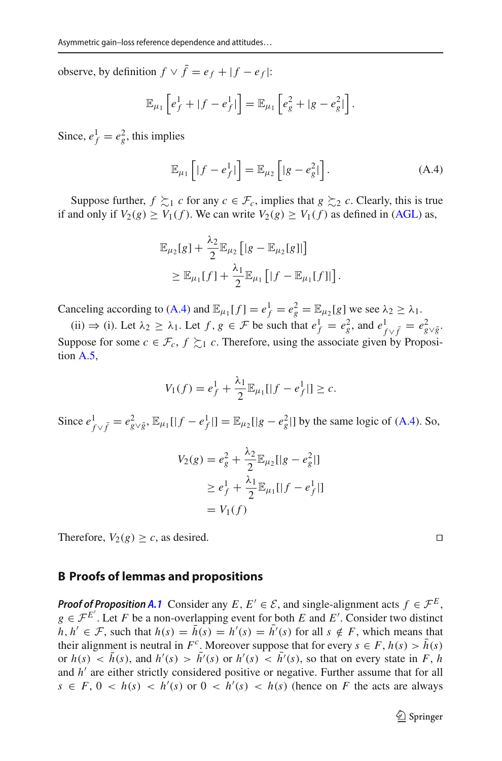observe, by definition $f \vee \bar{f} = e_f + |f - e_f|$:

$$\mathbb{E}_{\mu_1}\left[e_f^1 + |f - e_f^1|\right] = \mathbb{E}_{\mu_1}\left[e_g^2 + |g - e_g^2|\right].$$

Since, $e_f^1 = e_g^2$, this implies

$$\mathbb{E}_{\mu_1}\left[|f - e_f^1|\right] = \mathbb{E}_{\mu_2}\left[|g - e_g^2|\right]. \tag{A.4}$$

Suppose further, $f \succsim_1 c$ for any $c \in \mathcal{F}_c$, implies that $g \succsim_2 c$. Clearly, this is true if and only if $V_2(g) \geq V_1(f)$. We can write $V_2(g) \geq V_1(f)$ as defined in (AGL) as,

$$\begin{aligned}&\mathbb{E}_{\mu_2}[g] + \frac{\lambda_2}{2}\mathbb{E}_{\mu_2}\left[|g - \mathbb{E}_{\mu_2}[g]|\right]\\ &\quad\geq \mathbb{E}_{\mu_1}[f] + \frac{\lambda_1}{2}\mathbb{E}_{\mu_1}\left[|f - \mathbb{E}_{\mu_1}[f]|\right].\end{aligned}$$

Canceling according to (A.4) and $\mathbb{E}_{\mu_1}[f] = e_f^1 = e_g^2 = \mathbb{E}_{\mu_2}[g]$ we see $\lambda_2 \geq \lambda_1$.

(ii) $\Rightarrow$ (i). Let $\lambda_2 \geq \lambda_1$. Let $f, g \in \mathcal{F}$ be such that $e_f^1 = e_g^2$, and $e_{f\vee\bar{f}}^1 = e_{g\vee\bar{g}}^2$. Suppose for some $c \in \mathcal{F}_c$, $f \succsim_1 c$. Therefore, using the associate given by Proposition A.5,

$$V_1(f) = e_f^1 + \frac{\lambda_1}{2}\mathbb{E}_{\mu_1}[|f - e_f^1|] \geq c.$$

Since $e_{f\vee\bar{f}}^1 = e_{g\vee\bar{g}}^2$, $\mathbb{E}_{\mu_1}[|f - e_f^1|] = \mathbb{E}_{\mu_2}[|g - e_g^2|]$ by the same logic of (A.4). So,

$$\begin{aligned}V_2(g) &= e_g^2 + \frac{\lambda_2}{2}\mathbb{E}_{\mu_2}[|g - e_g^2|]\\ &\geq e_f^1 + \frac{\lambda_1}{2}\mathbb{E}_{\mu_1}[|f - e_f^1|]\\ &= V_1(f)\end{aligned}$$

Therefore, $V_2(g) \geq c$, as desired. $\square$

## B Proofs of lemmas and propositions

***Proof of Proposition A.1*** Consider any $E, E' \in \mathcal{E}$, and single-alignment acts $f \in \mathcal{F}^E$, $g \in \mathcal{F}^{E'}$. Let $F$ be a non-overlapping event for both $E$ and $E'$. Consider two distinct $h, h' \in \mathcal{F}$, such that $h(s) = \bar{h}(s) = h'(s) = \bar{h}'(s)$ for all $s \notin F$, which means that their alignment is neutral in $F^c$. Moreover suppose that for every $s \in F$, $h(s) > \bar{h}(s)$ or $h(s) < \bar{h}(s)$, and $h'(s) > \bar{h}'(s)$ or $h'(s) < \bar{h}'(s)$, so that on every state in $F$, $h$ and $h'$ are either strictly considered positive or negative. Further assume that for all $s \in F$, $0 < h(s) < h'(s)$ or $0 < h'(s) < h(s)$ (hence on $F$ the acts are always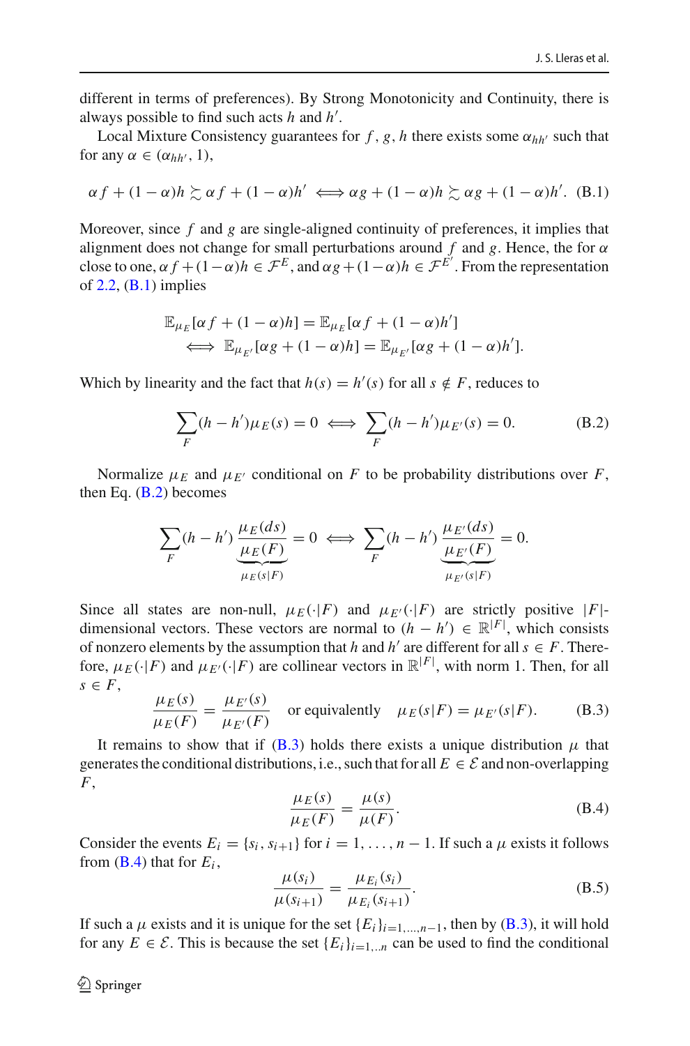different in terms of preferences). By Strong Monotonicity and Continuity, there is always possible to find such acts $h$ and $h'$.

Local Mixture Consistency guarantees for $f, g, h$ there exists some $\alpha_{hh'}$ such that for any $\alpha \in (\alpha_{hh'}, 1)$,

$$\alpha f + (1-\alpha)h \succsim \alpha f + (1-\alpha)h' \iff \alpha g + (1-\alpha)h \succsim \alpha g + (1-\alpha)h'. \quad \text{(B.1)}$$

Moreover, since $f$ and $g$ are single-aligned continuity of preferences, it implies that alignment does not change for small perturbations around $f$ and $g$. Hence, the for $\alpha$ close to one, $\alpha f + (1-\alpha)h \in \mathcal{F}^E$, and $\alpha g + (1-\alpha)h \in \mathcal{F}^{E'}$. From the representation of 2.2, (B.1) implies

$$\begin{aligned}
&\mathbb{E}_{\mu_E}[\alpha f + (1-\alpha)h] = \mathbb{E}_{\mu_E}[\alpha f + (1-\alpha)h'] \\
&\quad \iff \mathbb{E}_{\mu_{E'}}[\alpha g + (1-\alpha)h] = \mathbb{E}_{\mu_{E'}}[\alpha g + (1-\alpha)h'].
\end{aligned}$$

Which by linearity and the fact that $h(s) = h'(s)$ for all $s \notin F$, reduces to

$$\sum_F (h-h')\mu_E(s) = 0 \iff \sum_F (h-h')\mu_{E'}(s) = 0. \quad \text{(B.2)}$$

Normalize $\mu_E$ and $\mu_{E'}$ conditional on $F$ to be probability distributions over $F$, then Eq. (B.2) becomes

$$\sum_F (h-h') \underbrace{\frac{\mu_E(ds)}{\mu_E(F)}}_{\mu_E(s|F)} = 0 \iff \sum_F (h-h') \underbrace{\frac{\mu_{E'}(ds)}{\mu_{E'}(F)}}_{\mu_{E'}(s|F)} = 0.$$

Since all states are non-null, $\mu_E(\cdot|F)$ and $\mu_{E'}(\cdot|F)$ are strictly positive $|F|$-dimensional vectors. These vectors are normal to $(h-h') \in \mathbb{R}^{|F|}$, which consists of nonzero elements by the assumption that $h$ and $h'$ are different for all $s \in F$. Therefore, $\mu_E(\cdot|F)$ and $\mu_{E'}(\cdot|F)$ are collinear vectors in $\mathbb{R}^{|F|}$, with norm 1. Then, for all $s \in F$,

$$\frac{\mu_E(s)}{\mu_E(F)} = \frac{\mu_{E'}(s)}{\mu_{E'}(F)} \quad \text{or equivalently} \quad \mu_E(s|F) = \mu_{E'}(s|F). \quad \text{(B.3)}$$

It remains to show that if (B.3) holds there exists a unique distribution $\mu$ that generates the conditional distributions, i.e., such that for all $E \in \mathcal{E}$ and non-overlapping $F$,

$$\frac{\mu_E(s)}{\mu_E(F)} = \frac{\mu(s)}{\mu(F)}. \quad \text{(B.4)}$$

Consider the events $E_i = \{s_i, s_{i+1}\}$ for $i = 1, \ldots, n-1$. If such a $\mu$ exists it follows from (B.4) that for $E_i$,

$$\frac{\mu(s_i)}{\mu(s_{i+1})} = \frac{\mu_{E_i}(s_i)}{\mu_{E_i}(s_{i+1})}. \quad \text{(B.5)}$$

If such a $\mu$ exists and it is unique for the set $\{E_i\}_{i=1,\ldots,n-1}$, then by (B.3), it will hold for any $E \in \mathcal{E}$. This is because the set $\{E_i\}_{i=1,..n}$ can be used to find the conditional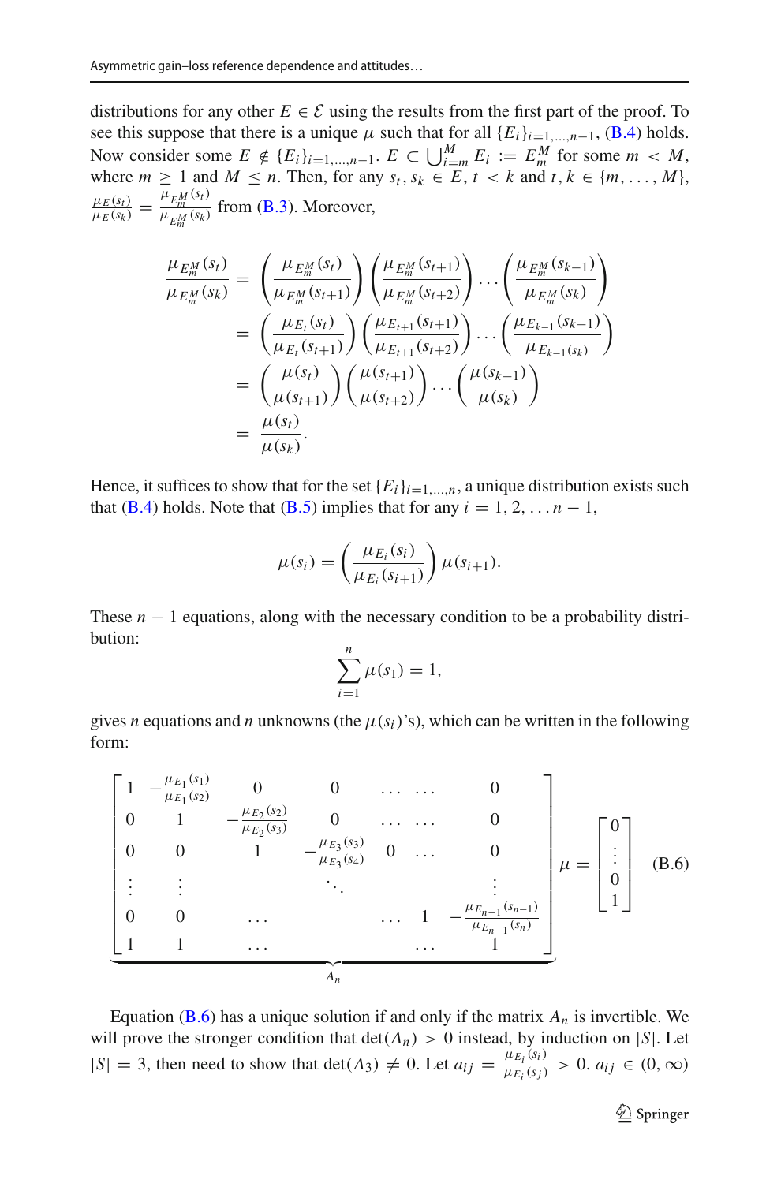distributions for any other $E \in \mathcal{E}$ using the results from the first part of the proof. To see this suppose that there is a unique $\mu$ such that for all $\{E_i\}_{i=1,\ldots,n-1}$, (B.4) holds. Now consider some $E \notin \{E_i\}_{i=1,\ldots,n-1}$. $E \subset \bigcup_{i=m}^{M} E_i := E_m^M$ for some $m < M$, where $m \geq 1$ and $M \leq n$. Then, for any $s_t, s_k \in E$, $t < k$ and $t, k \in \{m, \ldots, M\}$, $\frac{\mu_E(s_t)}{\mu_E(s_k)} = \frac{\mu_{E_m^M}(s_t)}{\mu_{E_m^M}(s_k)}$ from (B.3). Moreover,

$$
\begin{aligned}
\frac{\mu_{E_m^M}(s_t)}{\mu_{E_m^M}(s_k)} &= \left(\frac{\mu_{E_m^M}(s_t)}{\mu_{E_m^M}(s_{t+1})}\right)\left(\frac{\mu_{E_m^M}(s_{t+1})}{\mu_{E_m^M}(s_{t+2})}\right)\cdots\left(\frac{\mu_{E_m^M}(s_{k-1})}{\mu_{E_m^M}(s_k)}\right) \\
&= \left(\frac{\mu_{E_t}(s_t)}{\mu_{E_t}(s_{t+1})}\right)\left(\frac{\mu_{E_{t+1}}(s_{t+1})}{\mu_{E_{t+1}}(s_{t+2})}\right)\cdots\left(\frac{\mu_{E_{k-1}}(s_{k-1})}{\mu_{E_{k-1}(s_k)}}\right) \\
&= \left(\frac{\mu(s_t)}{\mu(s_{t+1})}\right)\left(\frac{\mu(s_{t+1})}{\mu(s_{t+2})}\right)\cdots\left(\frac{\mu(s_{k-1})}{\mu(s_k)}\right) \\
&= \frac{\mu(s_t)}{\mu(s_k)}.
\end{aligned}
$$

Hence, it suffices to show that for the set $\{E_i\}_{i=1,\ldots,n}$, a unique distribution exists such that (B.4) holds. Note that (B.5) implies that for any $i = 1, 2, \ldots n-1$,

$$
\mu(s_i) = \left(\frac{\mu_{E_i}(s_i)}{\mu_{E_i}(s_{i+1})}\right)\mu(s_{i+1}).
$$

These $n-1$ equations, along with the necessary condition to be a probability distribution:

$$
\sum_{i=1}^{n} \mu(s_1) = 1,
$$

gives $n$ equations and $n$ unknowns (the $\mu(s_i)$'s), which can be written in the following form:

$$
\underbrace{\begin{bmatrix}
1 & -\frac{\mu_{E_1}(s_1)}{\mu_{E_1}(s_2)} & 0 & 0 & \ldots & \ldots & 0 \\
0 & 1 & -\frac{\mu_{E_2}(s_2)}{\mu_{E_2}(s_3)} & 0 & \ldots & \ldots & 0 \\
0 & 0 & 1 & -\frac{\mu_{E_3}(s_3)}{\mu_{E_3}(s_4)} & 0 & \ldots & 0 \\
\vdots & \vdots & & \ddots & & & \vdots \\
0 & 0 & \ldots & & \ldots & 1 & -\frac{\mu_{E_{n-1}}(s_{n-1})}{\mu_{E_{n-1}}(s_n)} \\
1 & 1 & \ldots & & & \ldots & 1
\end{bmatrix}}_{A_n} \mu = \begin{bmatrix} 0 \\ \vdots \\ 0 \\ 1 \end{bmatrix} \tag{B.6}
$$

Equation (B.6) has a unique solution if and only if the matrix $A_n$ is invertible. We will prove the stronger condition that $\det(A_n) > 0$ instead, by induction on $|S|$. Let $|S| = 3$, then need to show that $\det(A_3) \neq 0$. Let $a_{ij} = \frac{\mu_{E_i}(s_i)}{\mu_{E_i}(s_j)} > 0$. $a_{ij} \in (0, \infty)$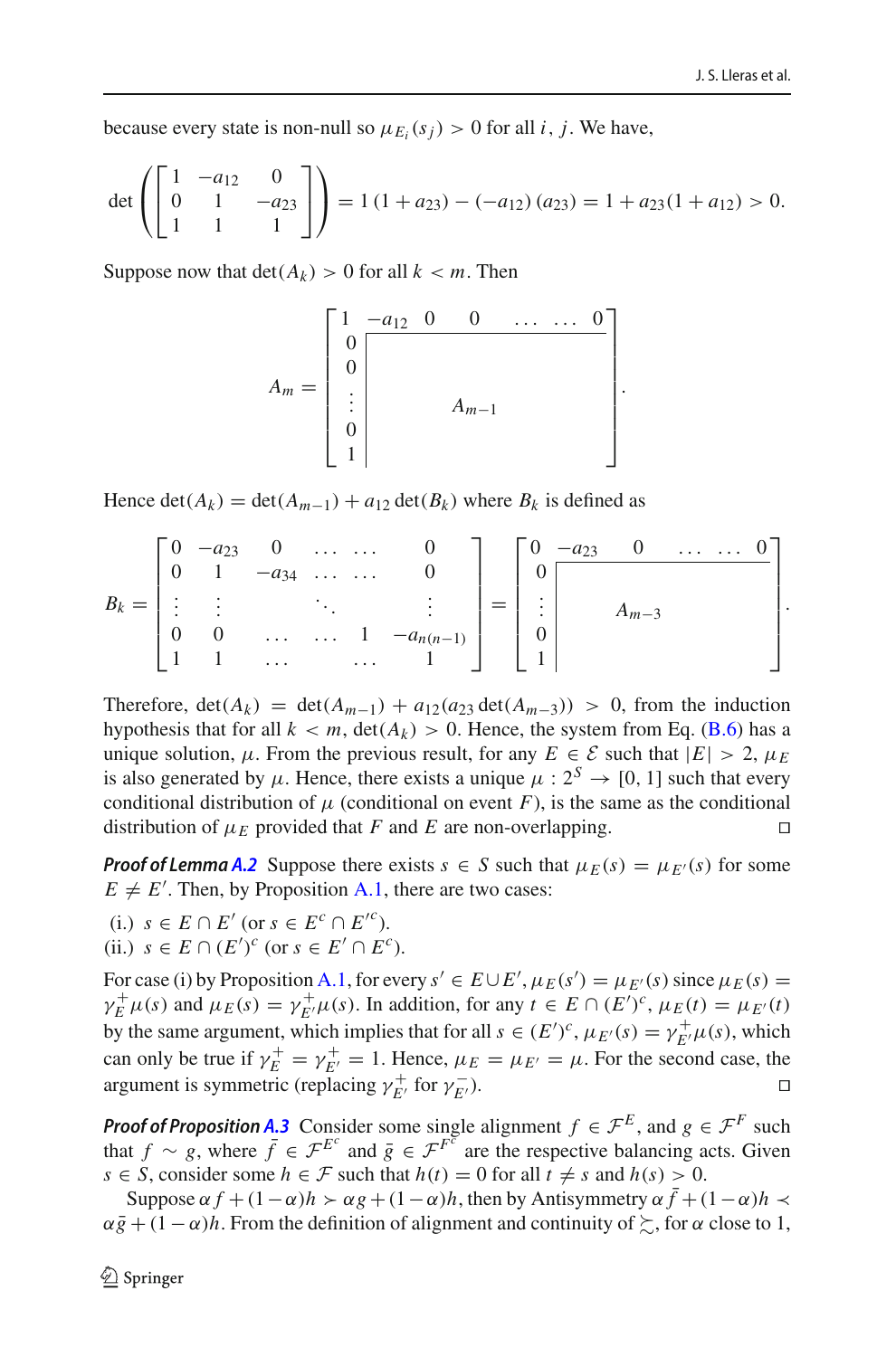because every state is non-null so $\mu_{E_i}(s_j) > 0$ for all $i, j$. We have,

$$\det\left(\begin{bmatrix} 1 & -a_{12} & 0 \\ 0 & 1 & -a_{23} \\ 1 & 1 & 1 \end{bmatrix}\right) = 1\,(1 + a_{23}) - (-a_{12})\,(a_{23}) = 1 + a_{23}(1 + a_{12}) > 0.$$

Suppose now that $\det(A_k) > 0$ for all $k < m$. Then

$$A_m = \left[\begin{array}{c|ccccc} 1 & -a_{12} & 0 & 0 & \dots\ \dots & 0 \\ \hline 0 & & & & & \\ 0 & & & & & \\ \vdots & & & A_{m-1} & & \\ 0 & & & & & \\ 1 & & & & & \end{array}\right].$$

Hence $\det(A_k) = \det(A_{m-1}) + a_{12}\det(B_k)$ where $B_k$ is defined as

$$B_k = \begin{bmatrix} 0 & -a_{23} & 0 & \dots & \dots & 0 \\ 0 & 1 & -a_{34} & \dots & \dots & 0 \\ \vdots & \vdots & & \ddots & & \vdots \\ 0 & 0 & \dots & \dots & 1 & -a_{n(n-1)} \\ 1 & 1 & \dots & & \dots & 1 \end{bmatrix} = \left[\begin{array}{c|cccc} 0 & -a_{23} & 0 & \dots\ \dots & 0 \\ \hline 0 & & & & \\ \vdots & & A_{m-3} & & \\ 0 & & & & \\ 1 & & & & \end{array}\right].$$

Therefore, $\det(A_k) = \det(A_{m-1}) + a_{12}(a_{23}\det(A_{m-3})) > 0$, from the induction hypothesis that for all $k < m$, $\det(A_k) > 0$. Hence, the system from Eq. (B.6) has a unique solution, $\mu$. From the previous result, for any $E \in \mathcal{E}$ such that $|E| > 2$, $\mu_E$ is also generated by $\mu$. Hence, there exists a unique $\mu : 2^S \to [0, 1]$ such that every conditional distribution of $\mu$ (conditional on event $F$), is the same as the conditional distribution of $\mu_E$ provided that $F$ and $E$ are non-overlapping. □

***Proof of Lemma A.2*** Suppose there exists $s \in S$ such that $\mu_E(s) = \mu_{E'}(s)$ for some $E \neq E'$. Then, by Proposition A.1, there are two cases:

(i.) $s \in E \cap E'$ (or $s \in E^c \cap E'^c$).
(ii.) $s \in E \cap (E')^c$ (or $s \in E' \cap E^c$).

For case (i) by Proposition A.1, for every $s' \in E \cup E'$, $\mu_E(s') = \mu_{E'}(s)$ since $\mu_E(s) = \gamma_E^+ \mu(s)$ and $\mu_E(s) = \gamma_{E'}^+ \mu(s)$. In addition, for any $t \in E \cap (E')^c$, $\mu_E(t) = \mu_{E'}(t)$ by the same argument, which implies that for all $s \in (E')^c$, $\mu_{E'}(s) = \gamma_{E'}^+ \mu(s)$, which can only be true if $\gamma_E^+ = \gamma_{E'}^+ = 1$. Hence, $\mu_E = \mu_{E'} = \mu$. For the second case, the argument is symmetric (replacing $\gamma_{E'}^+$ for $\gamma_{E'}^-$). □

***Proof of Proposition A.3*** Consider some single alignment $f \in \mathcal{F}^E$, and $g \in \mathcal{F}^F$ such that $f \sim g$, where $\bar{f} \in \mathcal{F}^{E^c}$ and $\bar{g} \in \mathcal{F}^{F^c}$ are the respective balancing acts. Given $s \in S$, consider some $h \in \mathcal{F}$ such that $h(t) = 0$ for all $t \neq s$ and $h(s) > 0$.

Suppose $\alpha f + (1-\alpha)h \succ \alpha g + (1-\alpha)h$, then by Antisymmetry $\alpha \bar{f} + (1-\alpha)h \prec \alpha\bar{g} + (1-\alpha)h$. From the definition of alignment and continuity of $\succsim$, for $\alpha$ close to 1,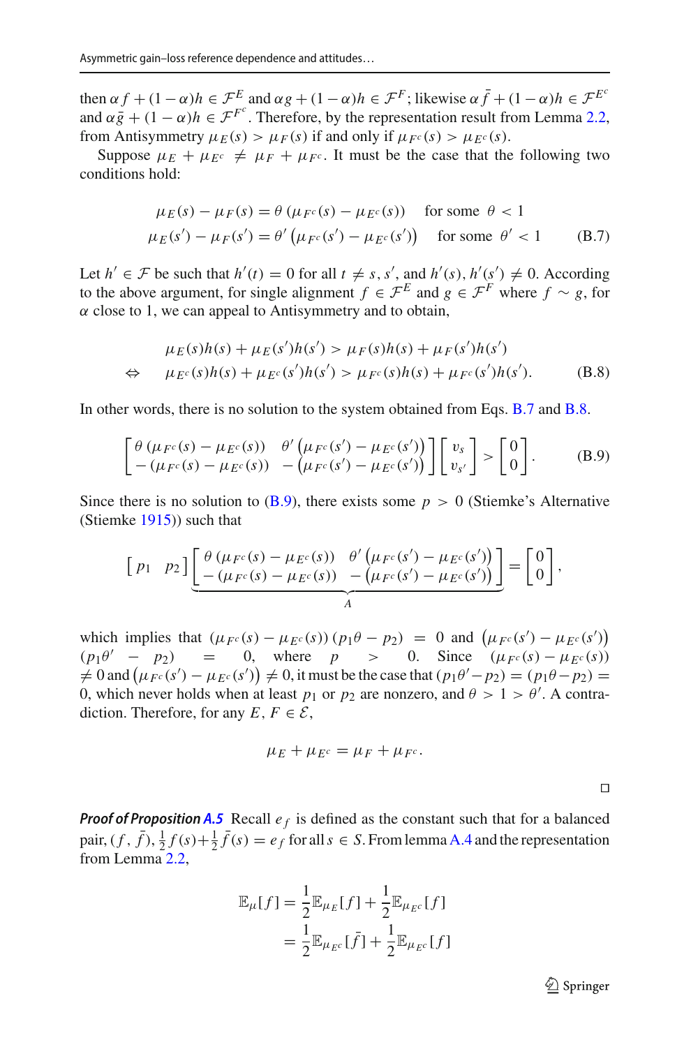then $\alpha f + (1-\alpha)h \in \mathcal{F}^E$ and $\alpha g + (1-\alpha)h \in \mathcal{F}^F$; likewise $\alpha \bar{f} + (1-\alpha)h \in \mathcal{F}^{E^c}$ and $\alpha \bar{g} + (1-\alpha)h \in \mathcal{F}^{F^c}$. Therefore, by the representation result from Lemma 2.2, from Antisymmetry $\mu_E(s) > \mu_F(s)$ if and only if $\mu_{F^c}(s) > \mu_{E^c}(s)$.

Suppose $\mu_E + \mu_{E^c} \neq \mu_F + \mu_{F^c}$. It must be the case that the following two conditions hold:

$$
\begin{aligned}
\mu_E(s) - \mu_F(s) &= \theta\left(\mu_{F^c}(s) - \mu_{E^c}(s)\right) \quad \text{for some } \theta < 1 \\
\mu_E(s') - \mu_F(s') &= \theta'\left(\mu_{F^c}(s') - \mu_{E^c}(s')\right) \quad \text{for some } \theta' < 1
\end{aligned}
\tag{B.7}
$$

Let $h' \in \mathcal{F}$ be such that $h'(t) = 0$ for all $t \neq s, s'$, and $h'(s), h'(s') \neq 0$. According to the above argument, for single alignment $f \in \mathcal{F}^E$ and $g \in \mathcal{F}^F$ where $f \sim g$, for $\alpha$ close to 1, we can appeal to Antisymmetry and to obtain,

$$
\begin{aligned}
& \mu_E(s)h(s) + \mu_E(s')h(s') > \mu_F(s)h(s) + \mu_F(s')h(s') \\
\Leftrightarrow \quad & \mu_{E^c}(s)h(s) + \mu_{E^c}(s')h(s') > \mu_{F^c}(s)h(s) + \mu_{F^c}(s')h(s').
\end{aligned}
\tag{B.8}
$$

In other words, there is no solution to the system obtained from Eqs. B.7 and B.8.

$$
\begin{bmatrix} \theta\left(\mu_{F^c}(s) - \mu_{E^c}(s)\right) & \theta'\left(\mu_{F^c}(s') - \mu_{E^c}(s')\right) \\ -\left(\mu_{F^c}(s) - \mu_{E^c}(s)\right) & -\left(\mu_{F^c}(s') - \mu_{E^c}(s')\right) \end{bmatrix} \begin{bmatrix} v_s \\ v_{s'} \end{bmatrix} > \begin{bmatrix} 0 \\ 0 \end{bmatrix}.
\tag{B.9}
$$

Since there is no solution to (B.9), there exists some $p > 0$ (Stiemke's Alternative (Stiemke 1915)) such that

$$
\begin{bmatrix} p_1 & p_2 \end{bmatrix} \underbrace{\begin{bmatrix} \theta\left(\mu_{F^c}(s) - \mu_{E^c}(s)\right) & \theta'\left(\mu_{F^c}(s') - \mu_{E^c}(s')\right) \\ -\left(\mu_{F^c}(s) - \mu_{E^c}(s)\right) & -\left(\mu_{F^c}(s') - \mu_{E^c}(s')\right) \end{bmatrix}}_{A} = \begin{bmatrix} 0 \\ 0 \end{bmatrix},
$$

which implies that $\left(\mu_{F^c}(s) - \mu_{E^c}(s)\right)(p_1\theta - p_2) = 0$ and $\left(\mu_{F^c}(s') - \mu_{E^c}(s')\right)(p_1\theta' - p_2) = 0$, where $p > 0$. Since $\left(\mu_{F^c}(s) - \mu_{E^c}(s)\right) \neq 0$ and $\left(\mu_{F^c}(s') - \mu_{E^c}(s')\right) \neq 0$, it must be the case that $(p_1\theta' - p_2) = (p_1\theta - p_2) = 0$, which never holds when at least $p_1$ or $p_2$ are nonzero, and $\theta > 1 > \theta'$. A contradiction. Therefore, for any $E, F \in \mathcal{E}$,

$$
\mu_E + \mu_{E^c} = \mu_F + \mu_{F^c}.
$$

□

***Proof of Proposition A.5*** Recall $e_f$ is defined as the constant such that for a balanced pair, $(f, \bar{f})$, $\frac{1}{2}f(s) + \frac{1}{2}\bar{f}(s) = e_f$ for all $s \in S$. From lemma A.4 and the representation from Lemma 2.2,

$$
\begin{aligned}
\mathbb{E}_\mu[f] &= \frac{1}{2}\mathbb{E}_{\mu_E}[f] + \frac{1}{2}\mathbb{E}_{\mu_{E^c}}[f] \\
&= \frac{1}{2}\mathbb{E}_{\mu_{E^c}}[\bar{f}] + \frac{1}{2}\mathbb{E}_{\mu_{E^c}}[f]
\end{aligned}
$$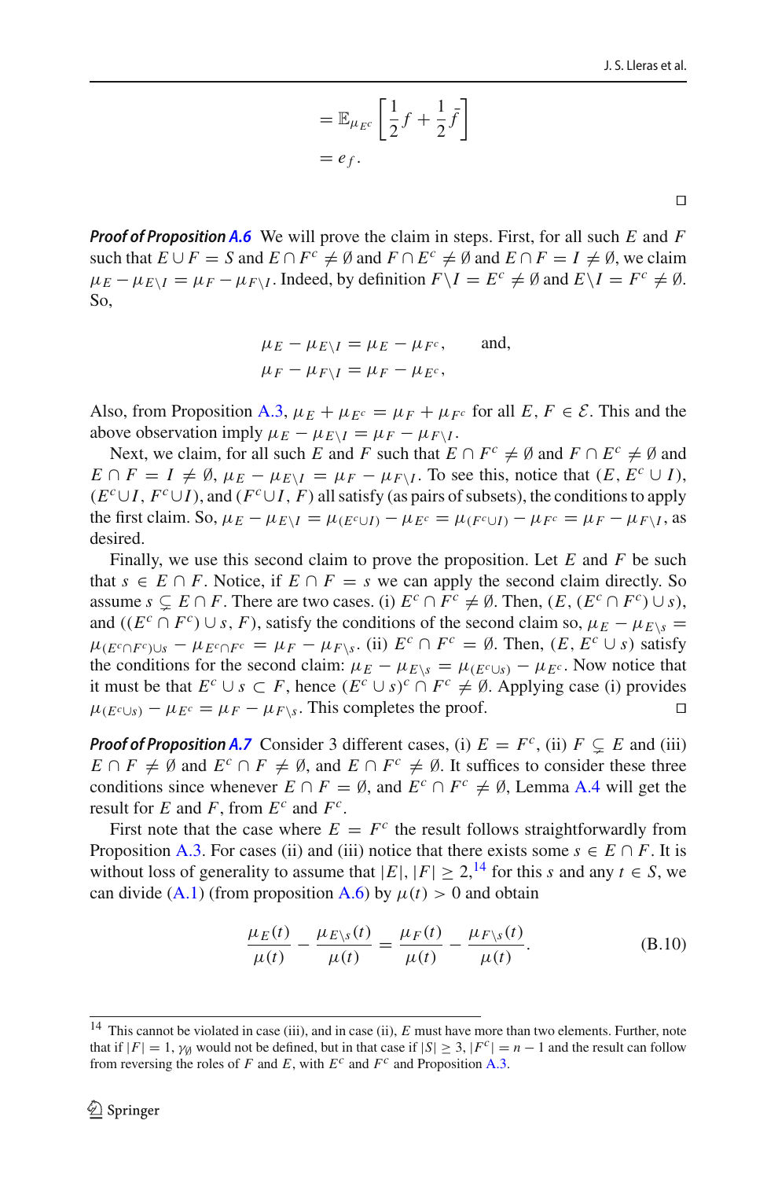$$= \mathbb{E}_{\mu_{E^c}}\left[\frac{1}{2}f + \frac{1}{2}\bar{f}\right]$$
$$= e_f.$$

□

***Proof of Proposition A.6*** We will prove the claim in steps. First, for all such $E$ and $F$ such that $E \cup F = S$ and $E \cap F^c \neq \emptyset$ and $F \cap E^c \neq \emptyset$ and $E \cap F = I \neq \emptyset$, we claim $\mu_E - \mu_{E \setminus I} = \mu_F - \mu_{F \setminus I}$. Indeed, by definition $F \setminus I = E^c \neq \emptyset$ and $E \setminus I = F^c \neq \emptyset$. So,

$$\mu_E - \mu_{E \setminus I} = \mu_E - \mu_{F^c}, \qquad \text{and,}$$
$$\mu_F - \mu_{F \setminus I} = \mu_F - \mu_{E^c},$$

Also, from Proposition A.3, $\mu_E + \mu_{E^c} = \mu_F + \mu_{F^c}$ for all $E, F \in \mathcal{E}$. This and the above observation imply $\mu_E - \mu_{E \setminus I} = \mu_F - \mu_{F \setminus I}$.

Next, we claim, for all such $E$ and $F$ such that $E \cap F^c \neq \emptyset$ and $F \cap E^c \neq \emptyset$ and $E \cap F = I \neq \emptyset$, $\mu_E - \mu_{E \setminus I} = \mu_F - \mu_{F \setminus I}$. To see this, notice that $(E, E^c \cup I)$, $(E^c \cup I, F^c \cup I)$, and $(F^c \cup I, F)$ all satisfy (as pairs of subsets), the conditions to apply the first claim. So, $\mu_E - \mu_{E \setminus I} = \mu_{(E^c \cup I)} - \mu_{E^c} = \mu_{(F^c \cup I)} - \mu_{F^c} = \mu_F - \mu_{F \setminus I}$, as desired.

Finally, we use this second claim to prove the proposition. Let $E$ and $F$ be such that $s \in E \cap F$. Notice, if $E \cap F = s$ we can apply the second claim directly. So assume $s \subsetneq E \cap F$. There are two cases. (i) $E^c \cap F^c \neq \emptyset$. Then, $(E, (E^c \cap F^c) \cup s)$, and $((E^c \cap F^c) \cup s, F)$, satisfy the conditions of the second claim so, $\mu_E - \mu_{E \setminus s} = \mu_{(E^c \cap F^c) \cup s} - \mu_{E^c \cap F^c} = \mu_F - \mu_{F \setminus s}$. (ii) $E^c \cap F^c = \emptyset$. Then, $(E, E^c \cup s)$ satisfy the conditions for the second claim: $\mu_E - \mu_{E \setminus s} = \mu_{(E^c \cup s)} - \mu_{E^c}$. Now notice that it must be that $E^c \cup s \subset F$, hence $(E^c \cup s)^c \cap F^c \neq \emptyset$. Applying case (i) provides $\mu_{(E^c \cup s)} - \mu_{E^c} = \mu_F - \mu_{F \setminus s}$. This completes the proof. □

***Proof of Proposition A.7*** Consider 3 different cases, (i) $E = F^c$, (ii) $F \subsetneq E$ and (iii) $E \cap F \neq \emptyset$ and $E^c \cap F \neq \emptyset$, and $E \cap F^c \neq \emptyset$. It suffices to consider these three conditions since whenever $E \cap F = \emptyset$, and $E^c \cap F^c \neq \emptyset$, Lemma A.4 will get the result for $E$ and $F$, from $E^c$ and $F^c$.

First note that the case where $E = F^c$ the result follows straightforwardly from Proposition A.3. For cases (ii) and (iii) notice that there exists some $s \in E \cap F$. It is without loss of generality to assume that $|E|, |F| \geq 2$,[14] for this $s$ and any $t \in S$, we can divide (A.1) (from proposition A.6) by $\mu(t) > 0$ and obtain

$$\frac{\mu_E(t)}{\mu(t)} - \frac{\mu_{E \setminus s}(t)}{\mu(t)} = \frac{\mu_F(t)}{\mu(t)} - \frac{\mu_{F \setminus s}(t)}{\mu(t)}. \tag{B.10}$$

[14] This cannot be violated in case (iii), and in case (ii), $E$ must have more than two elements. Further, note that if $|F| = 1$, $\gamma_\emptyset$ would not be defined, but in that case if $|S| \geq 3$, $|F^c| = n - 1$ and the result can follow from reversing the roles of $F$ and $E$, with $E^c$ and $F^c$ and Proposition A.3.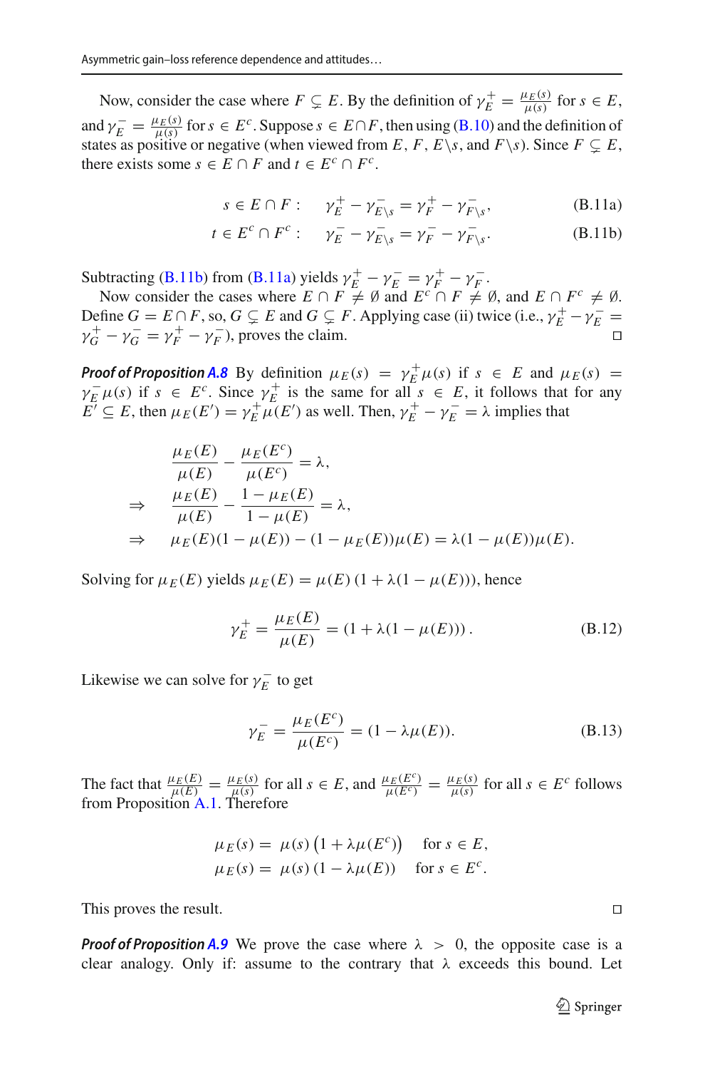Now, consider the case where $F \subsetneq E$. By the definition of $\gamma_E^+ = \frac{\mu_E(s)}{\mu(s)}$ for $s \in E$, and $\gamma_E^- = \frac{\mu_E(s)}{\mu(s)}$ for $s \in E^c$. Suppose $s \in E \cap F$, then using (B.10) and the definition of states as positive or negative (when viewed from $E$, $F$, $E \backslash s$, and $F \backslash s$). Since $F \subsetneq E$, there exists some $s \in E \cap F$ and $t \in E^c \cap F^c$.

$$s \in E \cap F: \quad \gamma_E^+ - \gamma_{E\backslash s}^- = \gamma_F^+ - \gamma_{F\backslash s}^-, \tag{B.11a}$$

$$t \in E^c \cap F^c: \quad \gamma_E^- - \gamma_{E\backslash s}^- = \gamma_F^- - \gamma_{F\backslash s}^-. \tag{B.11b}$$

Subtracting (B.11b) from (B.11a) yields $\gamma_E^+ - \gamma_E^- = \gamma_F^+ - \gamma_F^-$.

Now consider the cases where $E \cap F \neq \emptyset$ and $E^c \cap F \neq \emptyset$, and $E \cap F^c \neq \emptyset$. Define $G = E \cap F$, so, $G \subsetneq E$ and $G \subsetneq F$. Applying case (ii) twice (i.e., $\gamma_E^+ - \gamma_E^- = \gamma_G^+ - \gamma_G^- = \gamma_F^+ - \gamma_F^-$), proves the claim. □

***Proof of Proposition A.8*** By definition $\mu_E(s) = \gamma_E^+ \mu(s)$ if $s \in E$ and $\mu_E(s) = \gamma_E^- \mu(s)$ if $s \in E^c$. Since $\gamma_E^+$ is the same for all $s \in E$, it follows that for any $E' \subseteq E$, then $\mu_E(E') = \gamma_E^+ \mu(E')$ as well. Then, $\gamma_E^+ - \gamma_E^- = \lambda$ implies that

$$\begin{aligned}
& \frac{\mu_E(E)}{\mu(E)} - \frac{\mu_E(E^c)}{\mu(E^c)} = \lambda, \\
\Rightarrow \quad & \frac{\mu_E(E)}{\mu(E)} - \frac{1 - \mu_E(E)}{1 - \mu(E)} = \lambda, \\
\Rightarrow \quad & \mu_E(E)(1 - \mu(E)) - (1 - \mu_E(E))\mu(E) = \lambda(1 - \mu(E))\mu(E).
\end{aligned}$$

Solving for $\mu_E(E)$ yields $\mu_E(E) = \mu(E)\,(1 + \lambda(1 - \mu(E)))$, hence

$$\gamma_E^+ = \frac{\mu_E(E)}{\mu(E)} = (1 + \lambda(1 - \mu(E)))\,. \tag{B.12}$$

Likewise we can solve for $\gamma_E^-$ to get

$$\gamma_E^- = \frac{\mu_E(E^c)}{\mu(E^c)} = (1 - \lambda\mu(E)). \tag{B.13}$$

The fact that $\frac{\mu_E(E)}{\mu(E)} = \frac{\mu_E(s)}{\mu(s)}$ for all $s \in E$, and $\frac{\mu_E(E^c)}{\mu(E^c)} = \frac{\mu_E(s)}{\mu(s)}$ for all $s \in E^c$ follows from Proposition A.1. Therefore

$$\begin{aligned}
\mu_E(s) &= \mu(s)\left(1 + \lambda\mu(E^c)\right) \quad \text{for } s \in E, \\
\mu_E(s) &= \mu(s)\,(1 - \lambda\mu(E)) \quad \text{for } s \in E^c.
\end{aligned}$$

This proves the result. □

***Proof of Proposition A.9*** We prove the case where $\lambda > 0$, the opposite case is a clear analogy. Only if: assume to the contrary that $\lambda$ exceeds this bound. Let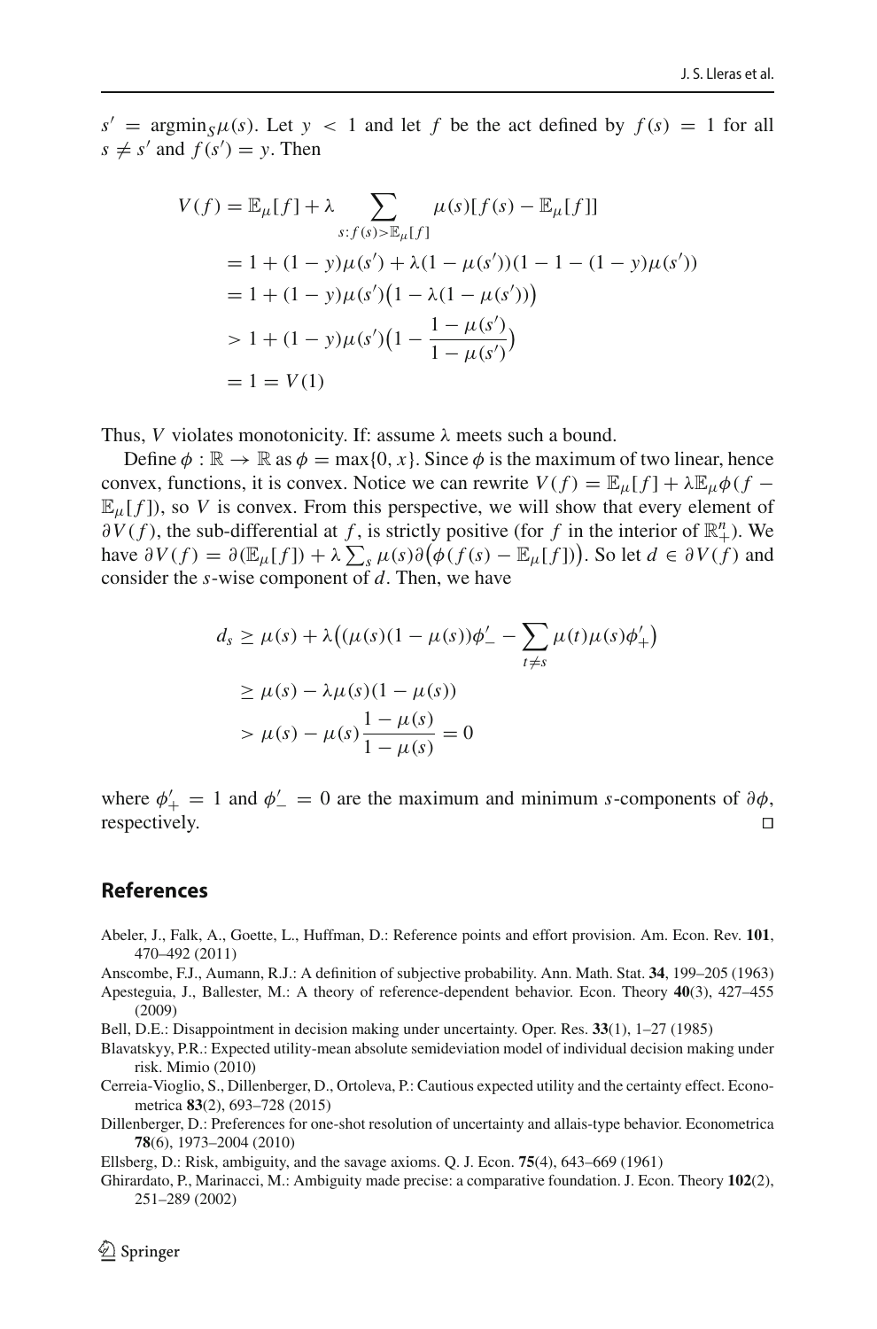$s' = \text{argmin}_S \mu(s)$. Let $y < 1$ and let $f$ be the act defined by $f(s) = 1$ for all $s \neq s'$ and $f(s') = y$. Then

$$
\begin{aligned}
V(f) &= \mathbb{E}_\mu[f] + \lambda \sum_{s: f(s) > \mathbb{E}_\mu[f]} \mu(s)[f(s) - \mathbb{E}_\mu[f]] \\
&= 1 + (1-y)\mu(s') + \lambda(1-\mu(s'))(1 - 1 - (1-y)\mu(s')) \\
&= 1 + (1-y)\mu(s')\big(1 - \lambda(1-\mu(s'))\big) \\
&> 1 + (1-y)\mu(s')\big(1 - \frac{1-\mu(s')}{1-\mu(s')}\big) \\
&= 1 = V(1)
\end{aligned}
$$

Thus, $V$ violates monotonicity. If: assume $\lambda$ meets such a bound.

Define $\phi : \mathbb{R} \to \mathbb{R}$ as $\phi = \max\{0, x\}$. Since $\phi$ is the maximum of two linear, hence convex, functions, it is convex. Notice we can rewrite $V(f) = \mathbb{E}_\mu[f] + \lambda \mathbb{E}_\mu \phi(f - \mathbb{E}_\mu[f])$, so $V$ is convex. From this perspective, we will show that every element of $\partial V(f)$, the sub-differential at $f$, is strictly positive (for $f$ in the interior of $\mathbb{R}^n_+$). We have $\partial V(f) = \partial(\mathbb{E}_\mu[f]) + \lambda \sum_s \mu(s) \partial\big(\phi(f(s) - \mathbb{E}_\mu[f])\big)$. So let $d \in \partial V(f)$ and consider the $s$-wise component of $d$. Then, we have

$$
\begin{aligned}
d_s &\geq \mu(s) + \lambda\big((\mu(s)(1-\mu(s))\phi'_- - \sum_{t \neq s} \mu(t)\mu(s)\phi'_+\big) \\
&\geq \mu(s) - \lambda\mu(s)(1-\mu(s)) \\
&> \mu(s) - \mu(s)\frac{1-\mu(s)}{1-\mu(s)} = 0
\end{aligned}
$$

where $\phi'_+ = 1$ and $\phi'_- = 0$ are the maximum and minimum $s$-components of $\partial\phi$, respectively. □

## References

Abeler, J., Falk, A., Goette, L., Huffman, D.: Reference points and effort provision. Am. Econ. Rev. **101**, 470–492 (2011)

Anscombe, F.J., Aumann, R.J.: A definition of subjective probability. Ann. Math. Stat. **34**, 199–205 (1963)

Apesteguia, J., Ballester, M.: A theory of reference-dependent behavior. Econ. Theory **40**(3), 427–455 (2009)

Bell, D.E.: Disappointment in decision making under uncertainty. Oper. Res. **33**(1), 1–27 (1985)

Blavatskyy, P.R.: Expected utility-mean absolute semideviation model of individual decision making under risk. Mimio (2010)

Cerreia-Vioglio, S., Dillenberger, D., Ortoleva, P.: Cautious expected utility and the certainty effect. Econometrica **83**(2), 693–728 (2015)

Dillenberger, D.: Preferences for one-shot resolution of uncertainty and allais-type behavior. Econometrica **78**(6), 1973–2004 (2010)

Ellsberg, D.: Risk, ambiguity, and the savage axioms. Q. J. Econ. **75**(4), 643–669 (1961)

Ghirardato, P., Marinacci, M.: Ambiguity made precise: a comparative foundation. J. Econ. Theory **102**(2), 251–289 (2002)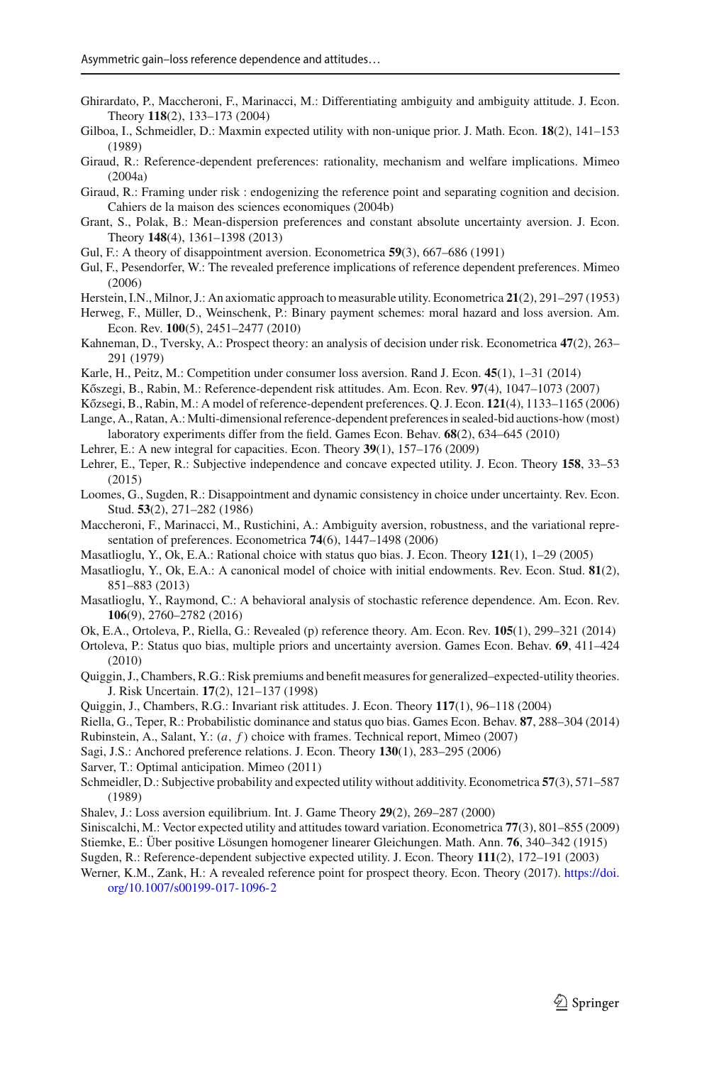Ghirardato, P., Maccheroni, F., Marinacci, M.: Differentiating ambiguity and ambiguity attitude. J. Econ. Theory **118**(2), 133–173 (2004)

Gilboa, I., Schmeidler, D.: Maxmin expected utility with non-unique prior. J. Math. Econ. **18**(2), 141–153 (1989)

Giraud, R.: Reference-dependent preferences: rationality, mechanism and welfare implications. Mimeo (2004a)

Giraud, R.: Framing under risk : endogenizing the reference point and separating cognition and decision. Cahiers de la maison des sciences economiques (2004b)

Grant, S., Polak, B.: Mean-dispersion preferences and constant absolute uncertainty aversion. J. Econ. Theory **148**(4), 1361–1398 (2013)

Gul, F.: A theory of disappointment aversion. Econometrica **59**(3), 667–686 (1991)

Gul, F., Pesendorfer, W.: The revealed preference implications of reference dependent preferences. Mimeo (2006)

Herstein, I.N., Milnor, J.: An axiomatic approach to measurable utility. Econometrica **21**(2), 291–297 (1953)

Herweg, F., Müller, D., Weinschenk, P.: Binary payment schemes: moral hazard and loss aversion. Am. Econ. Rev. **100**(5), 2451–2477 (2010)

Kahneman, D., Tversky, A.: Prospect theory: an analysis of decision under risk. Econometrica **47**(2), 263–291 (1979)

Karle, H., Peitz, M.: Competition under consumer loss aversion. Rand J. Econ. **45**(1), 1–31 (2014)

Kőszegi, B., Rabin, M.: Reference-dependent risk attitudes. Am. Econ. Rev. **97**(4), 1047–1073 (2007)

Kőzsegi, B., Rabin, M.: A model of reference-dependent preferences. Q. J. Econ. **121**(4), 1133–1165 (2006)

Lange, A., Ratan, A.: Multi-dimensional reference-dependent preferences in sealed-bid auctions-how (most) laboratory experiments differ from the field. Games Econ. Behav. **68**(2), 634–645 (2010)

Lehrer, E.: A new integral for capacities. Econ. Theory **39**(1), 157–176 (2009)

Lehrer, E., Teper, R.: Subjective independence and concave expected utility. J. Econ. Theory **158**, 33–53 (2015)

Loomes, G., Sugden, R.: Disappointment and dynamic consistency in choice under uncertainty. Rev. Econ. Stud. **53**(2), 271–282 (1986)

Maccheroni, F., Marinacci, M., Rustichini, A.: Ambiguity aversion, robustness, and the variational representation of preferences. Econometrica **74**(6), 1447–1498 (2006)

Masatlioglu, Y., Ok, E.A.: Rational choice with status quo bias. J. Econ. Theory **121**(1), 1–29 (2005)

Masatlioglu, Y., Ok, E.A.: A canonical model of choice with initial endowments. Rev. Econ. Stud. **81**(2), 851–883 (2013)

Masatlioglu, Y., Raymond, C.: A behavioral analysis of stochastic reference dependence. Am. Econ. Rev. **106**(9), 2760–2782 (2016)

Ok, E.A., Ortoleva, P., Riella, G.: Revealed (p) reference theory. Am. Econ. Rev. **105**(1), 299–321 (2014)

Ortoleva, P.: Status quo bias, multiple priors and uncertainty aversion. Games Econ. Behav. **69**, 411–424 (2010)

Quiggin, J., Chambers, R.G.: Risk premiums and benefit measures for generalized–expected-utility theories. J. Risk Uncertain. **17**(2), 121–137 (1998)

Quiggin, J., Chambers, R.G.: Invariant risk attitudes. J. Econ. Theory **117**(1), 96–118 (2004)

Riella, G., Teper, R.: Probabilistic dominance and status quo bias. Games Econ. Behav. **87**, 288–304 (2014)

Rubinstein, A., Salant, Y.: $(a, f)$ choice with frames. Technical report, Mimeo (2007)

Sagi, J.S.: Anchored preference relations. J. Econ. Theory **130**(1), 283–295 (2006)

Sarver, T.: Optimal anticipation. Mimeo (2011)

Schmeidler, D.: Subjective probability and expected utility without additivity. Econometrica **57**(3), 571–587 (1989)

Shalev, J.: Loss aversion equilibrium. Int. J. Game Theory **29**(2), 269–287 (2000)

Siniscalchi, M.: Vector expected utility and attitudes toward variation. Econometrica **77**(3), 801–855 (2009)

Stiemke, E.: Über positive Lösungen homogener linearer Gleichungen. Math. Ann. **76**, 340–342 (1915)

Sugden, R.: Reference-dependent subjective expected utility. J. Econ. Theory **111**(2), 172–191 (2003)

Werner, K.M., Zank, H.: A revealed reference point for prospect theory. Econ. Theory (2017). https://doi.org/10.1007/s00199-017-1096-2